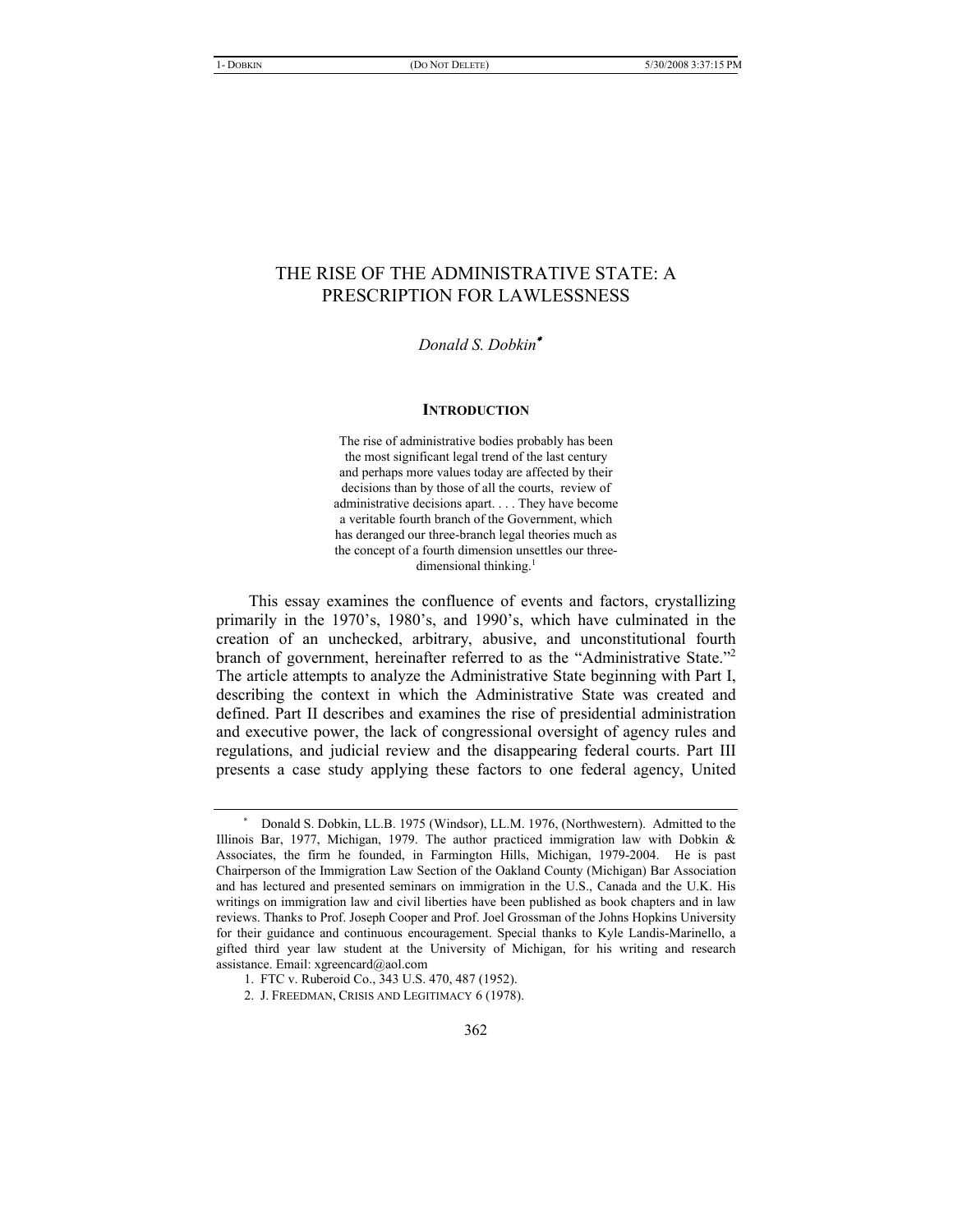# THE RISE OF THE ADMINISTRATIVE STATE: A PRESCRIPTION FOR LAWLESSNESS

*Donald S. Dobkin*[*]

## INTRODUCTION

> The rise of administrative bodies probably has been the most significant legal trend of the last century and perhaps more values today are affected by their decisions than by those of all the courts, review of administrative decisions apart. . . . They have become a veritable fourth branch of the Government, which has deranged our three-branch legal theories much as the concept of a fourth dimension unsettles our three-dimensional thinking.[1]

This essay examines the confluence of events and factors, crystallizing primarily in the 1970's, 1980's, and 1990's, which have culminated in the creation of an unchecked, arbitrary, abusive, and unconstitutional fourth branch of government, hereinafter referred to as the "Administrative State."[2] The article attempts to analyze the Administrative State beginning with Part I, describing the context in which the Administrative State was created and defined. Part II describes and examines the rise of presidential administration and executive power, the lack of congressional oversight of agency rules and regulations, and judicial review and the disappearing federal courts. Part III presents a case study applying these factors to one federal agency, United

---

[*] Donald S. Dobkin, LL.B. 1975 (Windsor), LL.M. 1976, (Northwestern). Admitted to the Illinois Bar, 1977, Michigan, 1979. The author practiced immigration law with Dobkin & Associates, the firm he founded, in Farmington Hills, Michigan, 1979-2004. He is past Chairperson of the Immigration Law Section of the Oakland County (Michigan) Bar Association and has lectured and presented seminars on immigration in the U.S., Canada and the U.K. His writings on immigration law and civil liberties have been published as book chapters and in law reviews. Thanks to Prof. Joseph Cooper and Prof. Joel Grossman of the Johns Hopkins University for their guidance and continuous encouragement. Special thanks to Kyle Landis-Marinello, a gifted third year law student at the University of Michigan, for his writing and research assistance. Email: xgreencard@aol.com

1. FTC v. Ruberoid Co., 343 U.S. 470, 487 (1952).

2. J. FREEDMAN, CRISIS AND LEGITIMACY 6 (1978).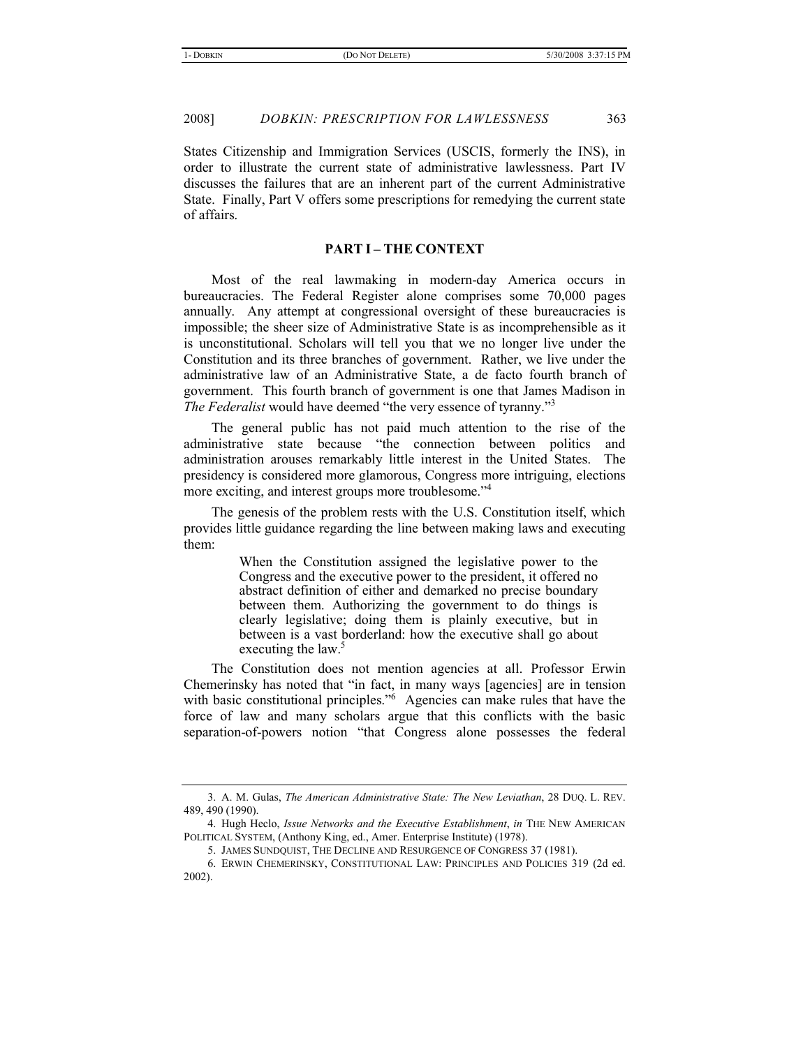States Citizenship and Immigration Services (USCIS, formerly the INS), in order to illustrate the current state of administrative lawlessness. Part IV discusses the failures that are an inherent part of the current Administrative State. Finally, Part V offers some prescriptions for remedying the current state of affairs.

## PART I – THE CONTEXT

Most of the real lawmaking in modern-day America occurs in bureaucracies. The Federal Register alone comprises some 70,000 pages annually. Any attempt at congressional oversight of these bureaucracies is impossible; the sheer size of Administrative State is as incomprehensible as it is unconstitutional. Scholars will tell you that we no longer live under the Constitution and its three branches of government. Rather, we live under the administrative law of an Administrative State, a de facto fourth branch of government. This fourth branch of government is one that James Madison in *The Federalist* would have deemed "the very essence of tyranny."[3]

The general public has not paid much attention to the rise of the administrative state because "the connection between politics and administration arouses remarkably little interest in the United States. The presidency is considered more glamorous, Congress more intriguing, elections more exciting, and interest groups more troublesome."[4]

The genesis of the problem rests with the U.S. Constitution itself, which provides little guidance regarding the line between making laws and executing them:

> When the Constitution assigned the legislative power to the Congress and the executive power to the president, it offered no abstract definition of either and demarked no precise boundary between them. Authorizing the government to do things is clearly legislative; doing them is plainly executive, but in between is a vast borderland: how the executive shall go about executing the law.[5]

The Constitution does not mention agencies at all. Professor Erwin Chemerinsky has noted that "in fact, in many ways [agencies] are in tension with basic constitutional principles."[6] Agencies can make rules that have the force of law and many scholars argue that this conflicts with the basic separation-of-powers notion "that Congress alone possesses the federal

---

3. A. M. Gulas, *The American Administrative State: The New Leviathan*, 28 DUQ. L. REV. 489, 490 (1990).

4. Hugh Heclo, *Issue Networks and the Executive Establishment*, *in* THE NEW AMERICAN POLITICAL SYSTEM, (Anthony King, ed., Amer. Enterprise Institute) (1978).

5. JAMES SUNDQUIST, THE DECLINE AND RESURGENCE OF CONGRESS 37 (1981).

6. ERWIN CHEMERINSKY, CONSTITUTIONAL LAW: PRINCIPLES AND POLICIES 319 (2d ed. 2002).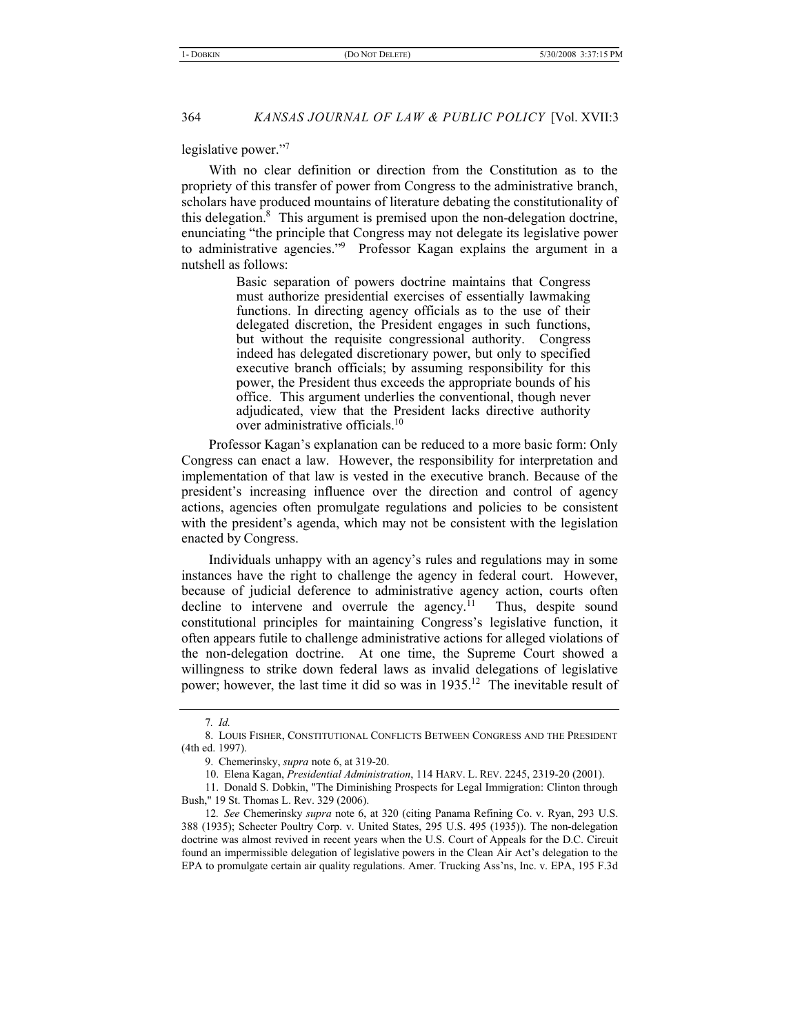legislative power."[7]

With no clear definition or direction from the Constitution as to the propriety of this transfer of power from Congress to the administrative branch, scholars have produced mountains of literature debating the constitutionality of this delegation.[8] This argument is premised upon the non-delegation doctrine, enunciating "the principle that Congress may not delegate its legislative power to administrative agencies."[9] Professor Kagan explains the argument in a nutshell as follows:

> Basic separation of powers doctrine maintains that Congress must authorize presidential exercises of essentially lawmaking functions. In directing agency officials as to the use of their delegated discretion, the President engages in such functions, but without the requisite congressional authority. Congress indeed has delegated discretionary power, but only to specified executive branch officials; by assuming responsibility for this power, the President thus exceeds the appropriate bounds of his office. This argument underlies the conventional, though never adjudicated, view that the President lacks directive authority over administrative officials.[10]

Professor Kagan's explanation can be reduced to a more basic form: Only Congress can enact a law. However, the responsibility for interpretation and implementation of that law is vested in the executive branch. Because of the president's increasing influence over the direction and control of agency actions, agencies often promulgate regulations and policies to be consistent with the president's agenda, which may not be consistent with the legislation enacted by Congress.

Individuals unhappy with an agency's rules and regulations may in some instances have the right to challenge the agency in federal court. However, because of judicial deference to administrative agency action, courts often decline to intervene and overrule the agency.[11] Thus, despite sound constitutional principles for maintaining Congress's legislative function, it often appears futile to challenge administrative actions for alleged violations of the non-delegation doctrine. At one time, the Supreme Court showed a willingness to strike down federal laws as invalid delegations of legislative power; however, the last time it did so was in 1935.[12] The inevitable result of

---

7. *Id.*

8. LOUIS FISHER, CONSTITUTIONAL CONFLICTS BETWEEN CONGRESS AND THE PRESIDENT (4th ed. 1997).

9. Chemerinsky, *supra* note 6, at 319-20.

10. Elena Kagan, *Presidential Administration*, 114 HARV. L. REV. 2245, 2319-20 (2001).

11. Donald S. Dobkin, "The Diminishing Prospects for Legal Immigration: Clinton through Bush," 19 St. Thomas L. Rev. 329 (2006).

12. *See* Chemerinsky *supra* note 6, at 320 (citing Panama Refining Co. v. Ryan, 293 U.S. 388 (1935); Schecter Poultry Corp. v. United States, 295 U.S. 495 (1935)). The non-delegation doctrine was almost revived in recent years when the U.S. Court of Appeals for the D.C. Circuit found an impermissible delegation of legislative powers in the Clean Air Act's delegation to the EPA to promulgate certain air quality regulations. Amer. Trucking Ass'ns, Inc. v. EPA, 195 F.3d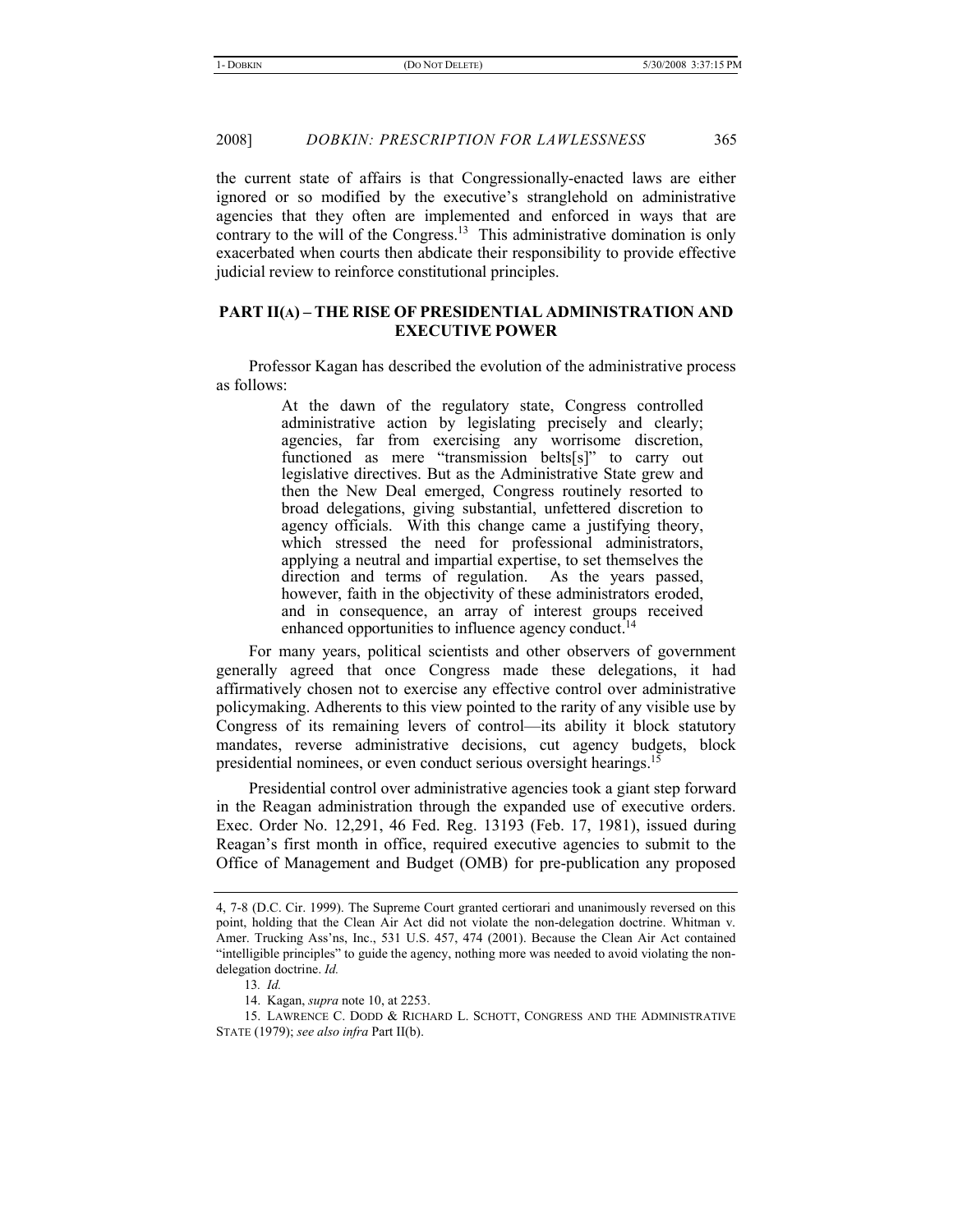the current state of affairs is that Congressionally-enacted laws are either ignored or so modified by the executive's stranglehold on administrative agencies that they often are implemented and enforced in ways that are contrary to the will of the Congress.[13] This administrative domination is only exacerbated when courts then abdicate their responsibility to provide effective judicial review to reinforce constitutional principles.

## PART II(A) – THE RISE OF PRESIDENTIAL ADMINISTRATION AND EXECUTIVE POWER

Professor Kagan has described the evolution of the administrative process as follows:

> At the dawn of the regulatory state, Congress controlled administrative action by legislating precisely and clearly; agencies, far from exercising any worrisome discretion, functioned as mere "transmission belts[s]" to carry out legislative directives. But as the Administrative State grew and then the New Deal emerged, Congress routinely resorted to broad delegations, giving substantial, unfettered discretion to agency officials. With this change came a justifying theory, which stressed the need for professional administrators, applying a neutral and impartial expertise, to set themselves the direction and terms of regulation. As the years passed, however, faith in the objectivity of these administrators eroded, and in consequence, an array of interest groups received enhanced opportunities to influence agency conduct.[14]

For many years, political scientists and other observers of government generally agreed that once Congress made these delegations, it had affirmatively chosen not to exercise any effective control over administrative policymaking. Adherents to this view pointed to the rarity of any visible use by Congress of its remaining levers of control—its ability it block statutory mandates, reverse administrative decisions, cut agency budgets, block presidential nominees, or even conduct serious oversight hearings.[15]

Presidential control over administrative agencies took a giant step forward in the Reagan administration through the expanded use of executive orders. Exec. Order No. 12,291, 46 Fed. Reg. 13193 (Feb. 17, 1981), issued during Reagan's first month in office, required executive agencies to submit to the Office of Management and Budget (OMB) for pre-publication any proposed

---

4, 7-8 (D.C. Cir. 1999). The Supreme Court granted certiorari and unanimously reversed on this point, holding that the Clean Air Act did not violate the non-delegation doctrine. Whitman v. Amer. Trucking Ass'ns, Inc., 531 U.S. 457, 474 (2001). Because the Clean Air Act contained "intelligible principles" to guide the agency, nothing more was needed to avoid violating the non-delegation doctrine. *Id.*

13. *Id.*

14. Kagan, *supra* note 10, at 2253.

15. LAWRENCE C. DODD & RICHARD L. SCHOTT, CONGRESS AND THE ADMINISTRATIVE STATE (1979); *see also infra* Part II(b).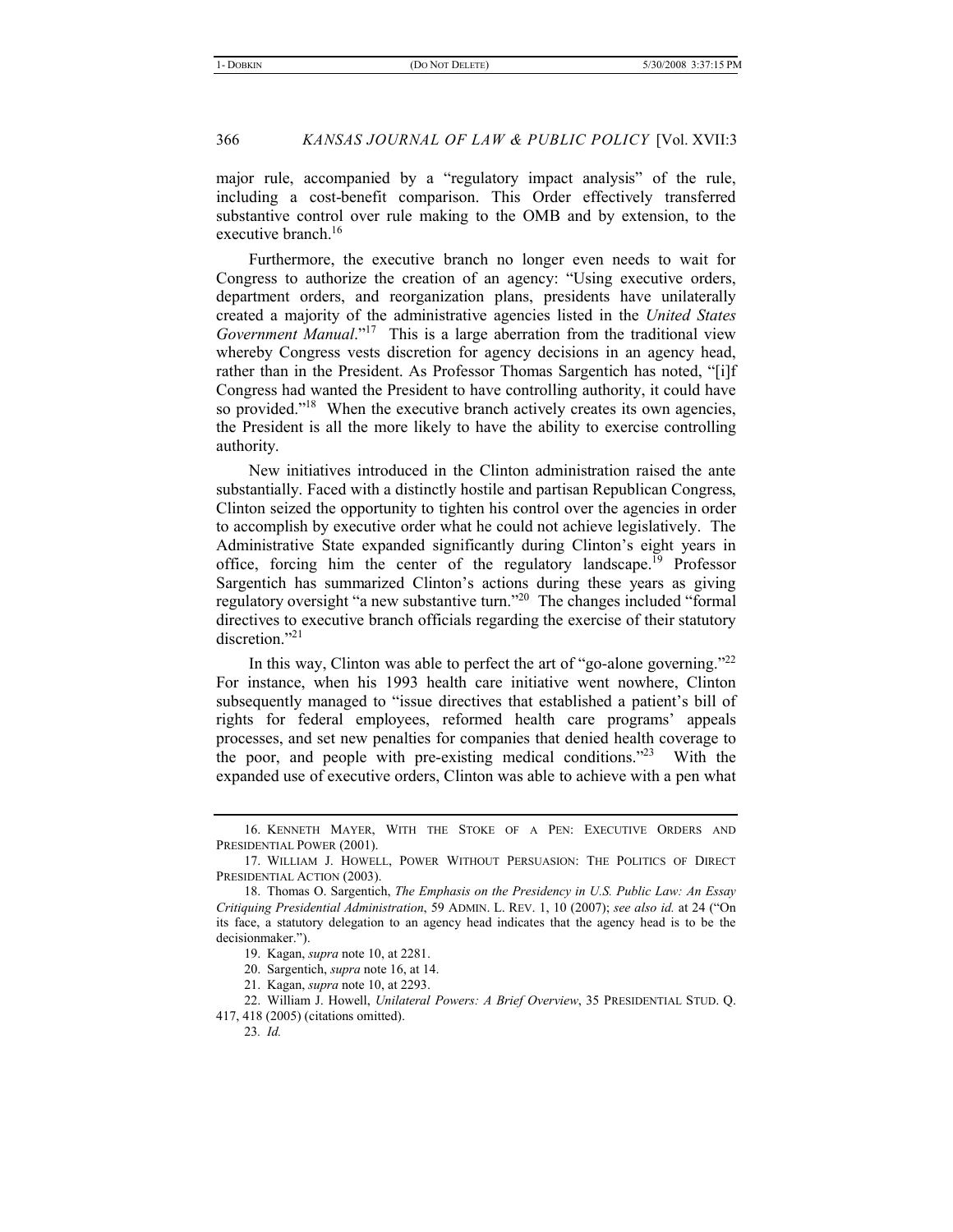major rule, accompanied by a "regulatory impact analysis" of the rule, including a cost-benefit comparison. This Order effectively transferred substantive control over rule making to the OMB and by extension, to the executive branch.[16]

Furthermore, the executive branch no longer even needs to wait for Congress to authorize the creation of an agency: "Using executive orders, department orders, and reorganization plans, presidents have unilaterally created a majority of the administrative agencies listed in the *United States Government Manual*."[17] This is a large aberration from the traditional view whereby Congress vests discretion for agency decisions in an agency head, rather than in the President. As Professor Thomas Sargentich has noted, "[i]f Congress had wanted the President to have controlling authority, it could have so provided."[18] When the executive branch actively creates its own agencies, the President is all the more likely to have the ability to exercise controlling authority.

New initiatives introduced in the Clinton administration raised the ante substantially. Faced with a distinctly hostile and partisan Republican Congress, Clinton seized the opportunity to tighten his control over the agencies in order to accomplish by executive order what he could not achieve legislatively. The Administrative State expanded significantly during Clinton's eight years in office, forcing him the center of the regulatory landscape.[19] Professor Sargentich has summarized Clinton's actions during these years as giving regulatory oversight "a new substantive turn."[20] The changes included "formal directives to executive branch officials regarding the exercise of their statutory discretion."[21]

In this way, Clinton was able to perfect the art of "go-alone governing."[22] For instance, when his 1993 health care initiative went nowhere, Clinton subsequently managed to "issue directives that established a patient's bill of rights for federal employees, reformed health care programs' appeals processes, and set new penalties for companies that denied health coverage to the poor, and people with pre-existing medical conditions."[23] With the expanded use of executive orders, Clinton was able to achieve with a pen what

---

16. KENNETH MAYER, WITH THE STOKE OF A PEN: EXECUTIVE ORDERS AND PRESIDENTIAL POWER (2001).

17. WILLIAM J. HOWELL, POWER WITHOUT PERSUASION: THE POLITICS OF DIRECT PRESIDENTIAL ACTION (2003).

18. Thomas O. Sargentich, *The Emphasis on the Presidency in U.S. Public Law: An Essay Critiquing Presidential Administration*, 59 ADMIN. L. REV. 1, 10 (2007); *see also id.* at 24 ("On its face, a statutory delegation to an agency head indicates that the agency head is to be the decisionmaker.").

19. Kagan, *supra* note 10, at 2281.

20. Sargentich, *supra* note 16, at 14.

21. Kagan, *supra* note 10, at 2293.

22. William J. Howell, *Unilateral Powers: A Brief Overview*, 35 PRESIDENTIAL STUD. Q. 417, 418 (2005) (citations omitted).

23. *Id.*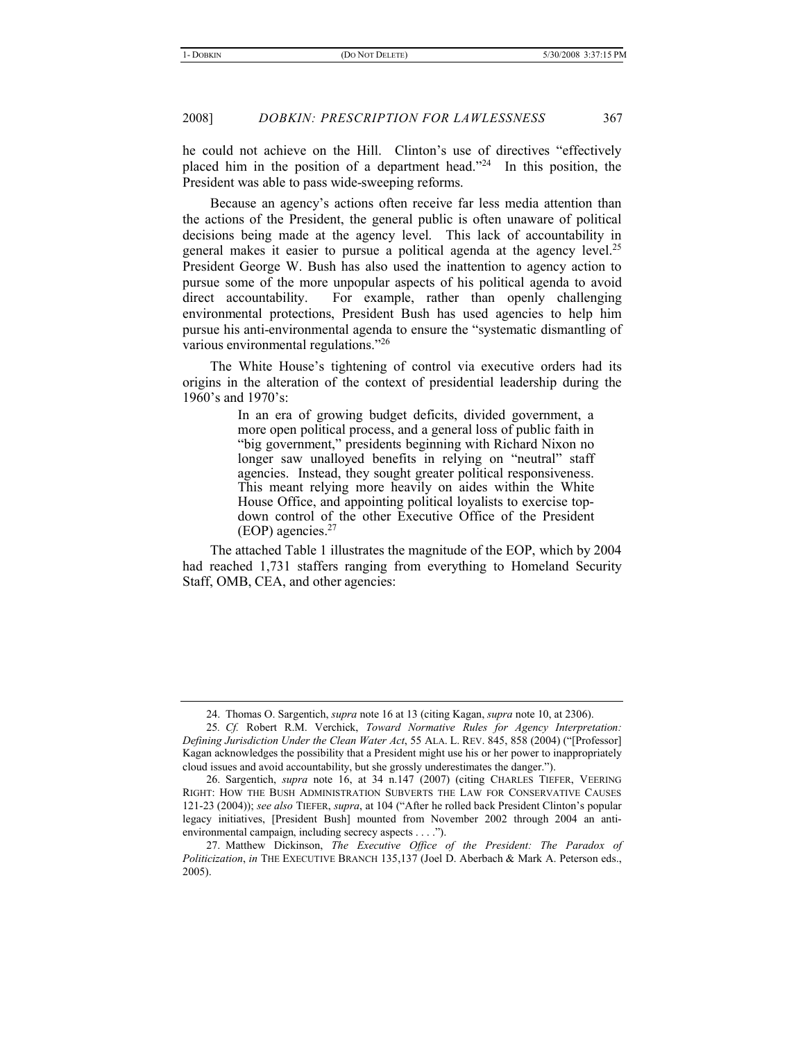he could not achieve on the Hill. Clinton's use of directives "effectively placed him in the position of a department head."[24] In this position, the President was able to pass wide-sweeping reforms.

Because an agency's actions often receive far less media attention than the actions of the President, the general public is often unaware of political decisions being made at the agency level. This lack of accountability in general makes it easier to pursue a political agenda at the agency level.[25] President George W. Bush has also used the inattention to agency action to pursue some of the more unpopular aspects of his political agenda to avoid direct accountability. For example, rather than openly challenging environmental protections, President Bush has used agencies to help him pursue his anti-environmental agenda to ensure the "systematic dismantling of various environmental regulations."[26]

The White House's tightening of control via executive orders had its origins in the alteration of the context of presidential leadership during the 1960's and 1970's:

> In an era of growing budget deficits, divided government, a more open political process, and a general loss of public faith in "big government," presidents beginning with Richard Nixon no longer saw unalloyed benefits in relying on "neutral" staff agencies. Instead, they sought greater political responsiveness. This meant relying more heavily on aides within the White House Office, and appointing political loyalists to exercise top-down control of the other Executive Office of the President (EOP) agencies.[27]

The attached Table 1 illustrates the magnitude of the EOP, which by 2004 had reached 1,731 staffers ranging from everything to Homeland Security Staff, OMB, CEA, and other agencies:

---

24. Thomas O. Sargentich, *supra* note 16 at 13 (citing Kagan, *supra* note 10, at 2306).

25. *Cf.* Robert R.M. Verchick, *Toward Normative Rules for Agency Interpretation: Defining Jurisdiction Under the Clean Water Act*, 55 ALA. L. REV. 845, 858 (2004) ("[Professor] Kagan acknowledges the possibility that a President might use his or her power to inappropriately cloud issues and avoid accountability, but she grossly underestimates the danger.").

26. Sargentich, *supra* note 16, at 34 n.147 (2007) (citing CHARLES TIEFER, VEERING RIGHT: HOW THE BUSH ADMINISTRATION SUBVERTS THE LAW FOR CONSERVATIVE CAUSES 121-23 (2004)); *see also* TIEFER, *supra*, at 104 ("After he rolled back President Clinton's popular legacy initiatives, [President Bush] mounted from November 2002 through 2004 an anti-environmental campaign, including secrecy aspects . . . .").

27. Matthew Dickinson, *The Executive Office of the President: The Paradox of Politicization*, *in* THE EXECUTIVE BRANCH 135,137 (Joel D. Aberbach & Mark A. Peterson eds., 2005).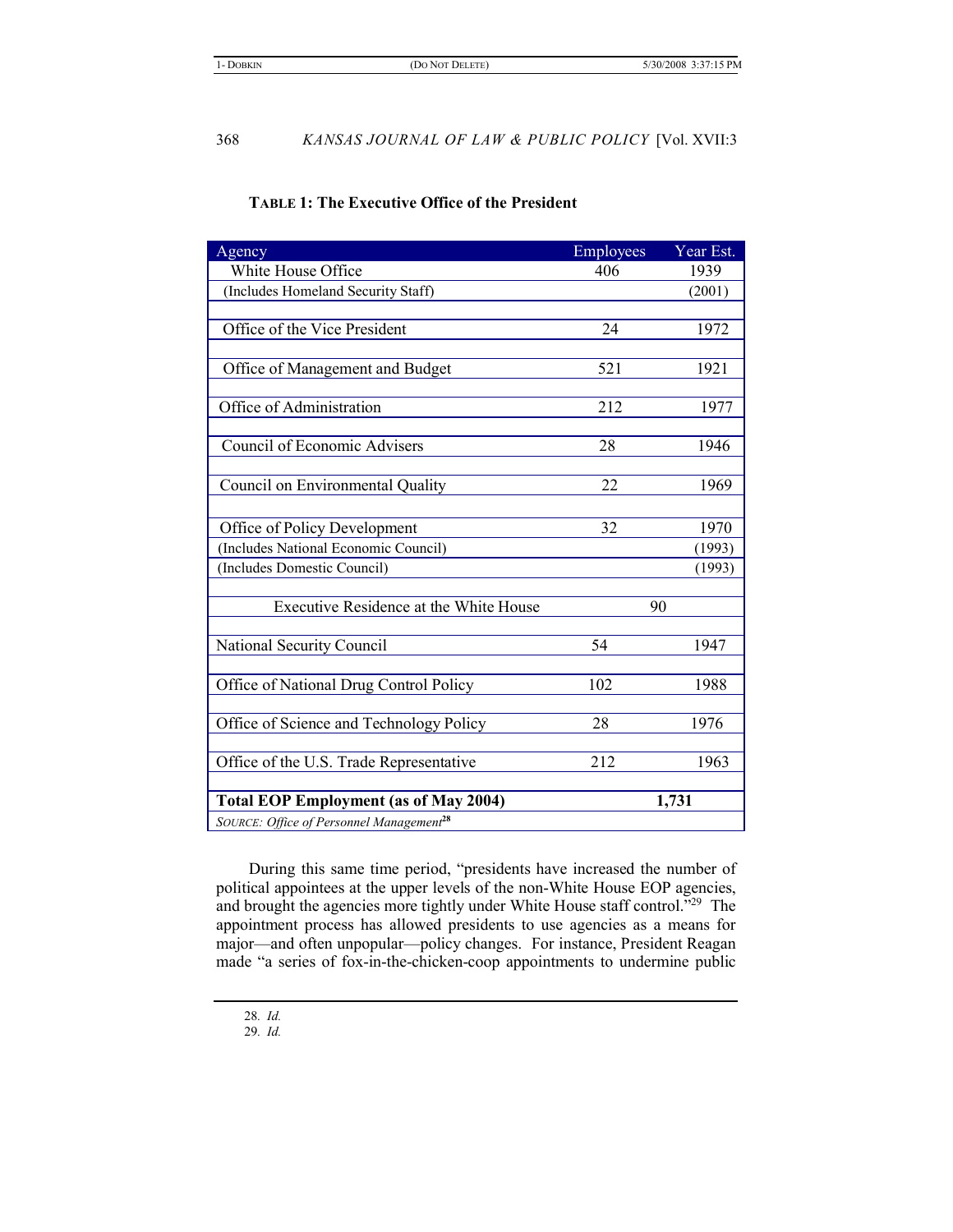**TABLE 1: The Executive Office of the President**

| Agency | Employees | Year Est. |
|---|---|---|
| White House Office | 406 | 1939 |
| (Includes Homeland Security Staff) | | (2001) |
| Office of the Vice President | 24 | 1972 |
| Office of Management and Budget | 521 | 1921 |
| Office of Administration | 212 | 1977 |
| Council of Economic Advisers | 28 | 1946 |
| Council on Environmental Quality | 22 | 1969 |
| Office of Policy Development | 32 | 1970 |
| (Includes National Economic Council) | | (1993) |
| (Includes Domestic Council) | | (1993) |
| Executive Residence at the White House | 90 | |
| National Security Council | 54 | 1947 |
| Office of National Drug Control Policy | 102 | 1988 |
| Office of Science and Technology Policy | 28 | 1976 |
| Office of the U.S. Trade Representative | 212 | 1963 |
| **Total EOP Employment (as of May 2004)** | **1,731** | |
| *SOURCE: Office of Personnel Management*[28] | | |

During this same time period, "presidents have increased the number of political appointees at the upper levels of the non-White House EOP agencies, and brought the agencies more tightly under White House staff control."[29] The appointment process has allowed presidents to use agencies as a means for major—and often unpopular—policy changes. For instance, President Reagan made "a series of fox-in-the-chicken-coop appointments to undermine public

28. *Id.*
29. *Id.*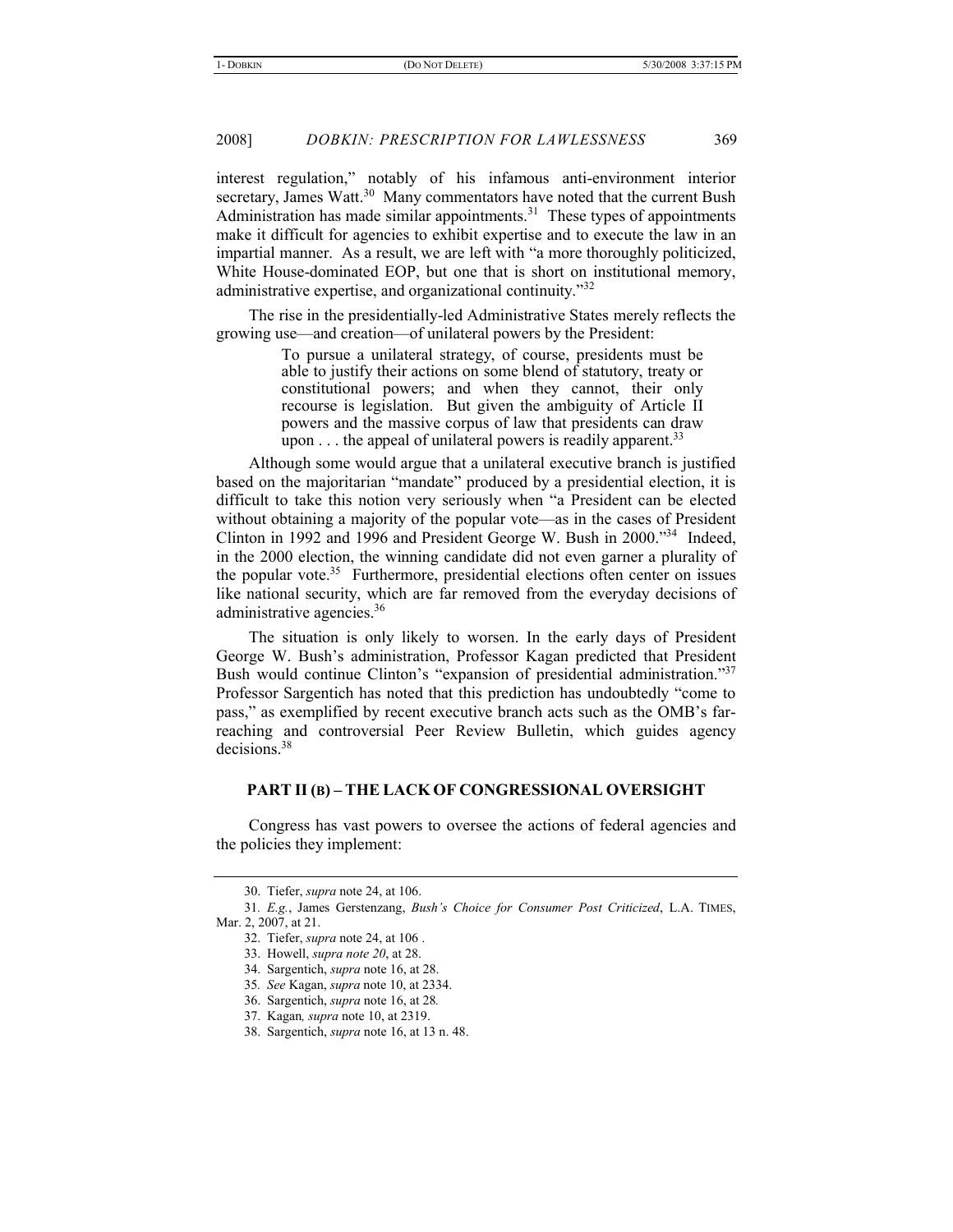interest regulation," notably of his infamous anti-environment interior secretary, James Watt.[30] Many commentators have noted that the current Bush Administration has made similar appointments.[31] These types of appointments make it difficult for agencies to exhibit expertise and to execute the law in an impartial manner. As a result, we are left with "a more thoroughly politicized, White House-dominated EOP, but one that is short on institutional memory, administrative expertise, and organizational continuity."[32]

The rise in the presidentially-led Administrative States merely reflects the growing use—and creation—of unilateral powers by the President:

> To pursue a unilateral strategy, of course, presidents must be able to justify their actions on some blend of statutory, treaty or constitutional powers; and when they cannot, their only recourse is legislation. But given the ambiguity of Article II powers and the massive corpus of law that presidents can draw upon . . . the appeal of unilateral powers is readily apparent.[33]

Although some would argue that a unilateral executive branch is justified based on the majoritarian "mandate" produced by a presidential election, it is difficult to take this notion very seriously when "a President can be elected without obtaining a majority of the popular vote—as in the cases of President Clinton in 1992 and 1996 and President George W. Bush in 2000."[34] Indeed, in the 2000 election, the winning candidate did not even garner a plurality of the popular vote.[35] Furthermore, presidential elections often center on issues like national security, which are far removed from the everyday decisions of administrative agencies.[36]

The situation is only likely to worsen. In the early days of President George W. Bush's administration, Professor Kagan predicted that President Bush would continue Clinton's "expansion of presidential administration."[37] Professor Sargentich has noted that this prediction has undoubtedly "come to pass," as exemplified by recent executive branch acts such as the OMB's far-reaching and controversial Peer Review Bulletin, which guides agency decisions.[38]

### PART II (B) – THE LACK OF CONGRESSIONAL OVERSIGHT

Congress has vast powers to oversee the actions of federal agencies and the policies they implement:

---

30. Tiefer, *supra* note 24, at 106.

31. *E.g.*, James Gerstenzang, *Bush's Choice for Consumer Post Criticized*, L.A. TIMES, Mar. 2, 2007, at 21.

32. Tiefer, *supra* note 24, at 106 .

33. Howell, *supra note 20*, at 28.

34. Sargentich, *supra* note 16, at 28.

35. *See* Kagan, *supra* note 10, at 2334.

36. Sargentich, *supra* note 16, at 28.

37. Kagan*, supra* note 10, at 2319.

38. Sargentich, *supra* note 16, at 13 n. 48.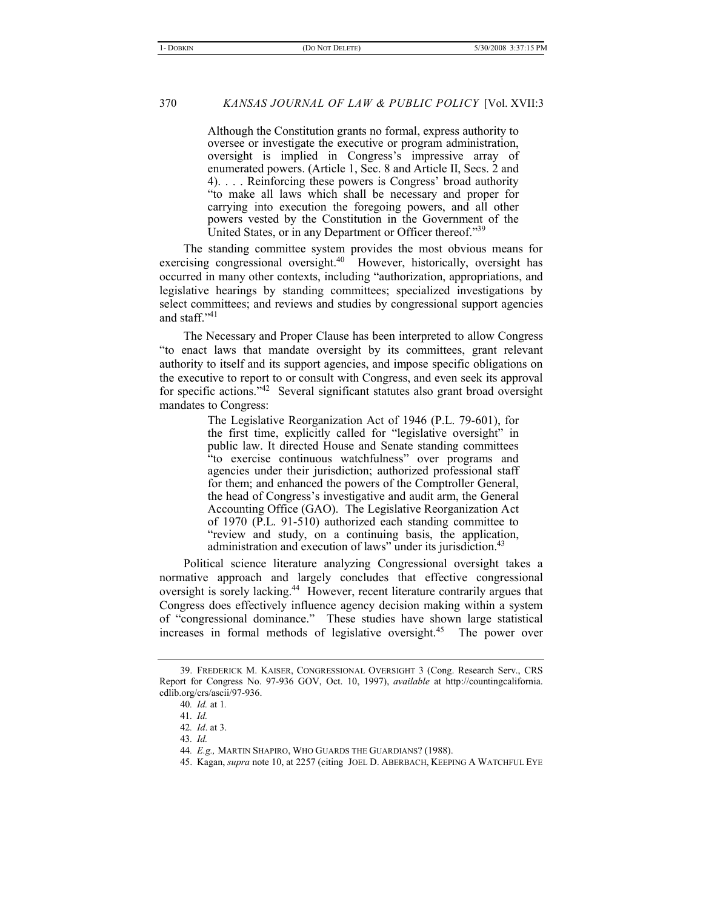> Although the Constitution grants no formal, express authority to oversee or investigate the executive or program administration, oversight is implied in Congress's impressive array of enumerated powers. (Article 1, Sec. 8 and Article II, Secs. 2 and 4). . . . Reinforcing these powers is Congress' broad authority "to make all laws which shall be necessary and proper for carrying into execution the foregoing powers, and all other powers vested by the Constitution in the Government of the United States, or in any Department or Officer thereof."[39]

The standing committee system provides the most obvious means for exercising congressional oversight.[40] However, historically, oversight has occurred in many other contexts, including "authorization, appropriations, and legislative hearings by standing committees; specialized investigations by select committees; and reviews and studies by congressional support agencies and staff."[41]

The Necessary and Proper Clause has been interpreted to allow Congress "to enact laws that mandate oversight by its committees, grant relevant authority to itself and its support agencies, and impose specific obligations on the executive to report to or consult with Congress, and even seek its approval for specific actions."[42] Several significant statutes also grant broad oversight mandates to Congress:

> The Legislative Reorganization Act of 1946 (P.L. 79-601), for the first time, explicitly called for "legislative oversight" in public law. It directed House and Senate standing committees "to exercise continuous watchfulness" over programs and agencies under their jurisdiction; authorized professional staff for them; and enhanced the powers of the Comptroller General, the head of Congress's investigative and audit arm, the General Accounting Office (GAO). The Legislative Reorganization Act of 1970 (P.L. 91-510) authorized each standing committee to "review and study, on a continuing basis, the application, administration and execution of laws" under its jurisdiction.[43]

Political science literature analyzing Congressional oversight takes a normative approach and largely concludes that effective congressional oversight is sorely lacking.[44] However, recent literature contrarily argues that Congress does effectively influence agency decision making within a system of "congressional dominance." These studies have shown large statistical increases in formal methods of legislative oversight.[45] The power over

---

39. FREDERICK M. KAISER, CONGRESSIONAL OVERSIGHT 3 (Cong. Research Serv., CRS Report for Congress No. 97-936 GOV, Oct. 10, 1997), *available* at http://countingcalifornia.cdlib.org/crs/ascii/97-936.

40. *Id.* at 1.

41. *Id.*

42. *Id*. at 3.

43. *Id.*

44. *E.g.,* MARTIN SHAPIRO, WHO GUARDS THE GUARDIANS? (1988).

45. Kagan, *supra* note 10, at 2257 (citing JOEL D. ABERBACH, KEEPING A WATCHFUL EYE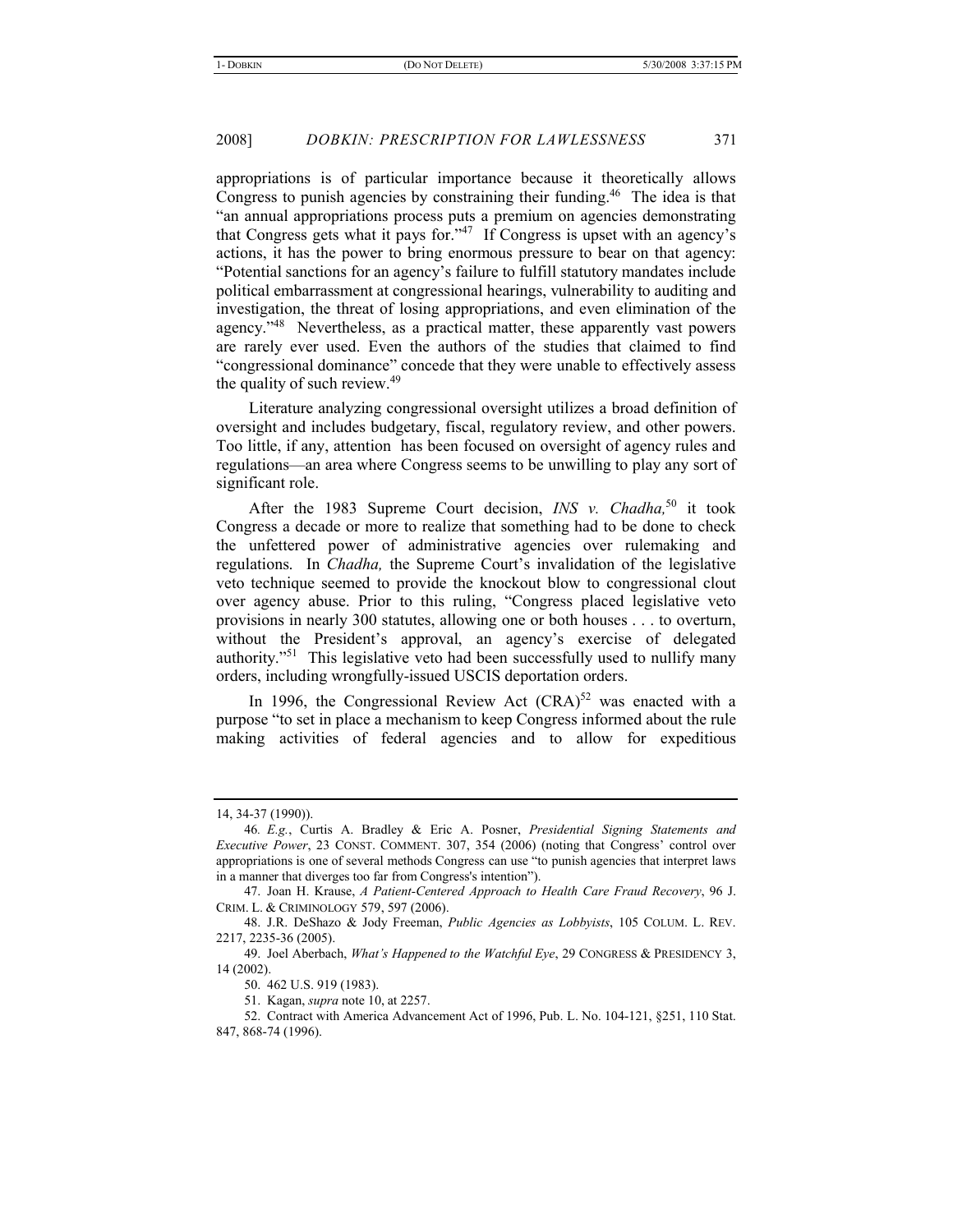appropriations is of particular importance because it theoretically allows Congress to punish agencies by constraining their funding.[46] The idea is that "an annual appropriations process puts a premium on agencies demonstrating that Congress gets what it pays for."[47] If Congress is upset with an agency's actions, it has the power to bring enormous pressure to bear on that agency: "Potential sanctions for an agency's failure to fulfill statutory mandates include political embarrassment at congressional hearings, vulnerability to auditing and investigation, the threat of losing appropriations, and even elimination of the agency."[48] Nevertheless, as a practical matter, these apparently vast powers are rarely ever used. Even the authors of the studies that claimed to find "congressional dominance" concede that they were unable to effectively assess the quality of such review.[49]

Literature analyzing congressional oversight utilizes a broad definition of oversight and includes budgetary, fiscal, regulatory review, and other powers. Too little, if any, attention has been focused on oversight of agency rules and regulations—an area where Congress seems to be unwilling to play any sort of significant role.

After the 1983 Supreme Court decision, *INS v. Chadha,*[50] it took Congress a decade or more to realize that something had to be done to check the unfettered power of administrative agencies over rulemaking and regulations. In *Chadha,* the Supreme Court's invalidation of the legislative veto technique seemed to provide the knockout blow to congressional clout over agency abuse. Prior to this ruling, "Congress placed legislative veto provisions in nearly 300 statutes, allowing one or both houses . . . to overturn, without the President's approval, an agency's exercise of delegated authority."[51] This legislative veto had been successfully used to nullify many orders, including wrongfully-issued USCIS deportation orders.

In 1996, the Congressional Review Act (CRA)[52] was enacted with a purpose "to set in place a mechanism to keep Congress informed about the rule making activities of federal agencies and to allow for expeditious

---

14, 34-37 (1990)).

46. *E.g.*, Curtis A. Bradley & Eric A. Posner, *Presidential Signing Statements and Executive Power*, 23 CONST. COMMENT. 307, 354 (2006) (noting that Congress' control over appropriations is one of several methods Congress can use "to punish agencies that interpret laws in a manner that diverges too far from Congress's intention").

47. Joan H. Krause, *A Patient-Centered Approach to Health Care Fraud Recovery*, 96 J. CRIM. L. & CRIMINOLOGY 579, 597 (2006).

48. J.R. DeShazo & Jody Freeman, *Public Agencies as Lobbyists*, 105 COLUM. L. REV. 2217, 2235-36 (2005).

49. Joel Aberbach, *What's Happened to the Watchful Eye*, 29 CONGRESS & PRESIDENCY 3, 14 (2002).

50. 462 U.S. 919 (1983).

51. Kagan, *supra* note 10, at 2257.

52. Contract with America Advancement Act of 1996, Pub. L. No. 104-121, §251, 110 Stat. 847, 868-74 (1996).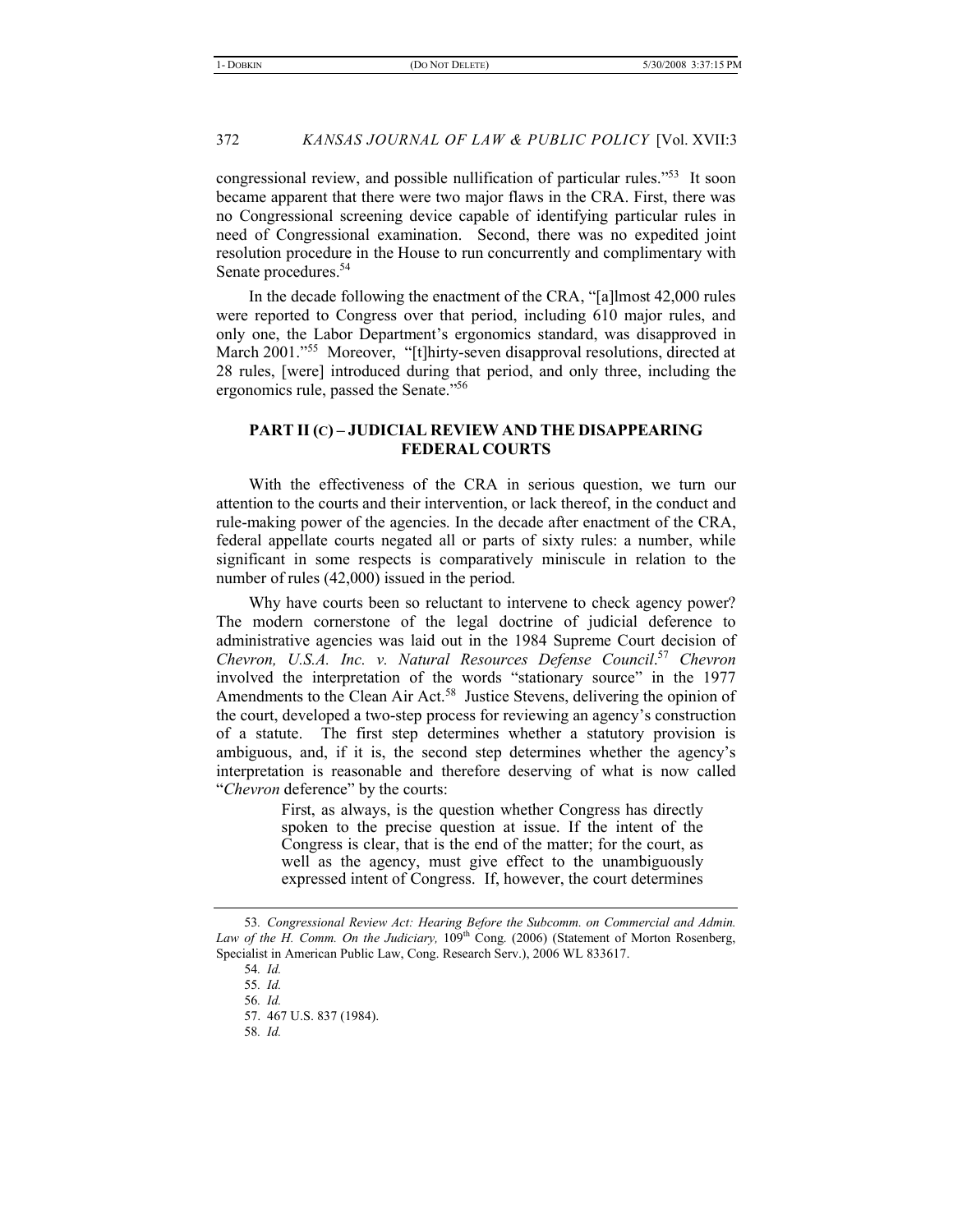congressional review, and possible nullification of particular rules."[53] It soon became apparent that there were two major flaws in the CRA. First, there was no Congressional screening device capable of identifying particular rules in need of Congressional examination. Second, there was no expedited joint resolution procedure in the House to run concurrently and complimentary with Senate procedures.[54]

In the decade following the enactment of the CRA, "[a]lmost 42,000 rules were reported to Congress over that period, including 610 major rules, and only one, the Labor Department's ergonomics standard, was disapproved in March 2001."[55] Moreover, "[t]hirty-seven disapproval resolutions, directed at 28 rules, [were] introduced during that period, and only three, including the ergonomics rule, passed the Senate."[56]

## PART II (C) – JUDICIAL REVIEW AND THE DISAPPEARING FEDERAL COURTS

With the effectiveness of the CRA in serious question, we turn our attention to the courts and their intervention, or lack thereof, in the conduct and rule-making power of the agencies. In the decade after enactment of the CRA, federal appellate courts negated all or parts of sixty rules: a number, while significant in some respects is comparatively miniscule in relation to the number of rules (42,000) issued in the period.

Why have courts been so reluctant to intervene to check agency power? The modern cornerstone of the legal doctrine of judicial deference to administrative agencies was laid out in the 1984 Supreme Court decision of *Chevron, U.S.A. Inc. v. Natural Resources Defense Council*.[57] *Chevron* involved the interpretation of the words "stationary source" in the 1977 Amendments to the Clean Air Act.[58] Justice Stevens, delivering the opinion of the court, developed a two-step process for reviewing an agency's construction of a statute. The first step determines whether a statutory provision is ambiguous, and, if it is, the second step determines whether the agency's interpretation is reasonable and therefore deserving of what is now called "*Chevron* deference" by the courts:

> First, as always, is the question whether Congress has directly spoken to the precise question at issue. If the intent of the Congress is clear, that is the end of the matter; for the court, as well as the agency, must give effect to the unambiguously expressed intent of Congress. If, however, the court determines

---

53. *Congressional Review Act: Hearing Before the Subcomm. on Commercial and Admin. Law of the H. Comm. On the Judiciary,* 109th Cong. (2006) (Statement of Morton Rosenberg, Specialist in American Public Law, Cong. Research Serv.), 2006 WL 833617.

54. *Id.*

55. *Id.*

56. *Id.*

57. 467 U.S. 837 (1984).

58. *Id.*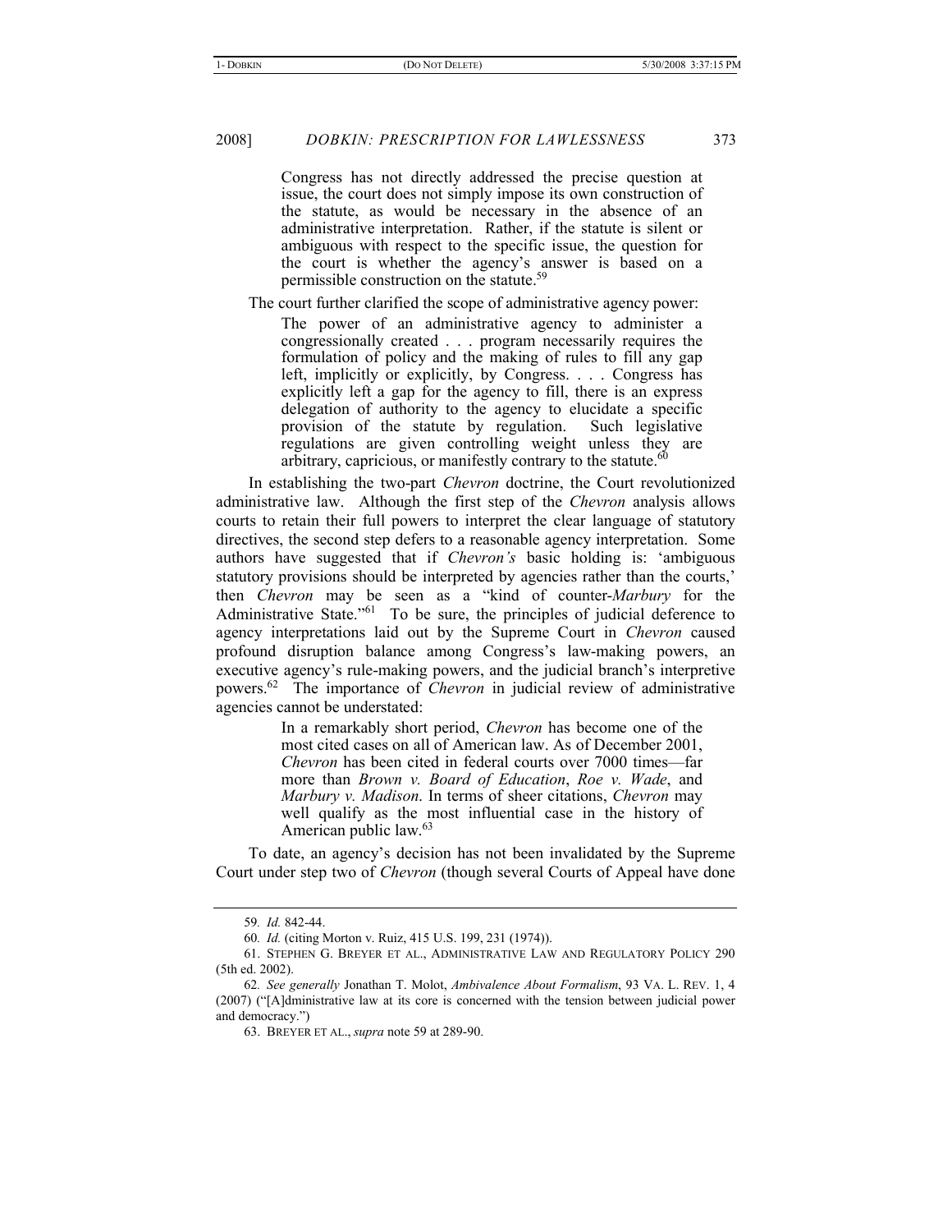> Congress has not directly addressed the precise question at issue, the court does not simply impose its own construction of the statute, as would be necessary in the absence of an administrative interpretation. Rather, if the statute is silent or ambiguous with respect to the specific issue, the question for the court is whether the agency's answer is based on a permissible construction on the statute.[59]

The court further clarified the scope of administrative agency power:

> The power of an administrative agency to administer a congressionally created . . . program necessarily requires the formulation of policy and the making of rules to fill any gap left, implicitly or explicitly, by Congress. . . . Congress has explicitly left a gap for the agency to fill, there is an express delegation of authority to the agency to elucidate a specific provision of the statute by regulation. Such legislative regulations are given controlling weight unless they are arbitrary, capricious, or manifestly contrary to the statute.[60]

In establishing the two-part *Chevron* doctrine, the Court revolutionized administrative law. Although the first step of the *Chevron* analysis allows courts to retain their full powers to interpret the clear language of statutory directives, the second step defers to a reasonable agency interpretation. Some authors have suggested that if *Chevron's* basic holding is: 'ambiguous statutory provisions should be interpreted by agencies rather than the courts,' then *Chevron* may be seen as a "kind of counter-*Marbury* for the Administrative State."[61] To be sure, the principles of judicial deference to agency interpretations laid out by the Supreme Court in *Chevron* caused profound disruption balance among Congress's law-making powers, an executive agency's rule-making powers, and the judicial branch's interpretive powers.[62] The importance of *Chevron* in judicial review of administrative agencies cannot be understated:

> In a remarkably short period, *Chevron* has become one of the most cited cases on all of American law. As of December 2001, *Chevron* has been cited in federal courts over 7000 times—far more than *Brown v. Board of Education*, *Roe v. Wade*, and *Marbury v. Madison*. In terms of sheer citations, *Chevron* may well qualify as the most influential case in the history of American public law.[63]

To date, an agency's decision has not been invalidated by the Supreme Court under step two of *Chevron* (though several Courts of Appeal have done

---

59. *Id.* 842-44.

60. *Id.* (citing Morton v. Ruiz, 415 U.S. 199, 231 (1974)).

61. STEPHEN G. BREYER ET AL., ADMINISTRATIVE LAW AND REGULATORY POLICY 290 (5th ed. 2002).

62. *See generally* Jonathan T. Molot, *Ambivalence About Formalism*, 93 VA. L. REV. 1, 4 (2007) ("[A]dministrative law at its core is concerned with the tension between judicial power and democracy.")

63. BREYER ET AL., *supra* note 59 at 289-90.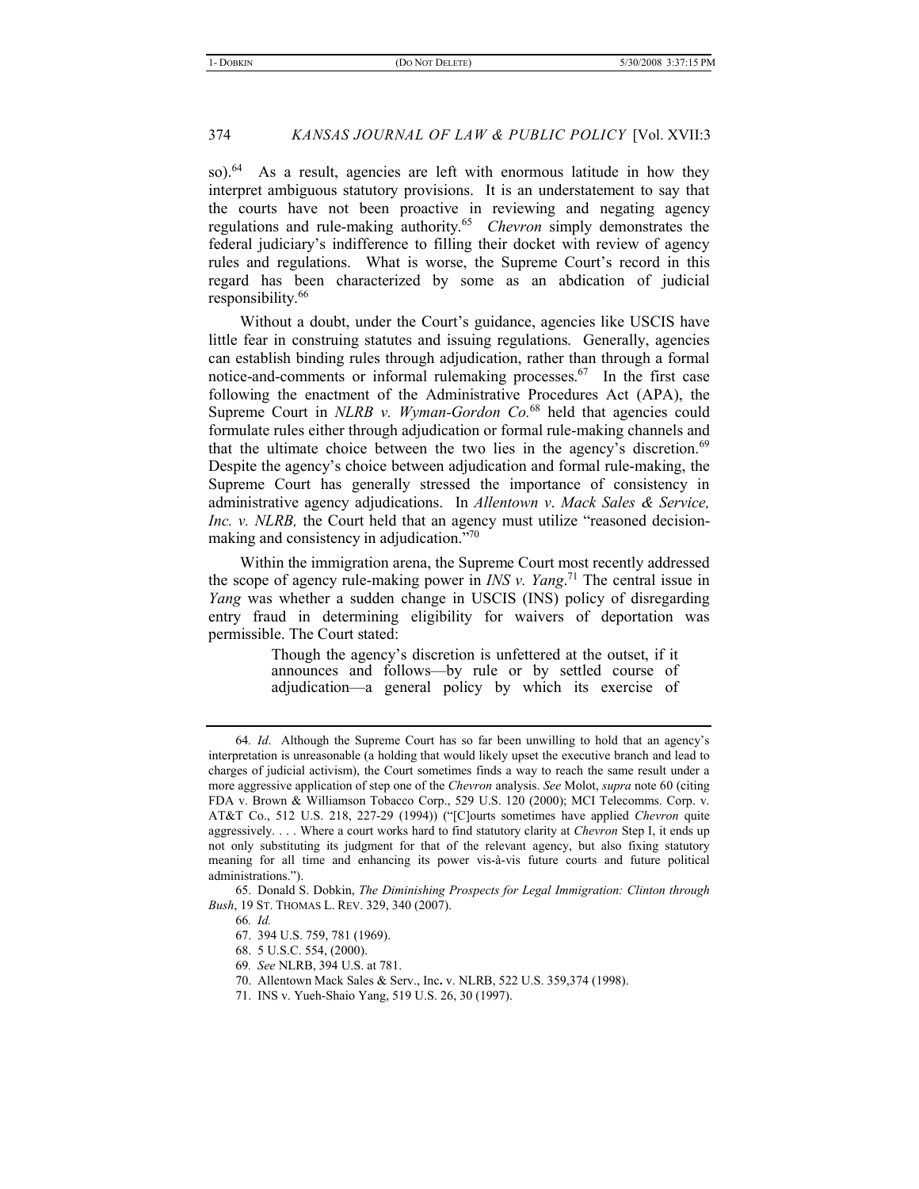so).[64] As a result, agencies are left with enormous latitude in how they interpret ambiguous statutory provisions. It is an understatement to say that the courts have not been proactive in reviewing and negating agency regulations and rule-making authority.[65] *Chevron* simply demonstrates the federal judiciary's indifference to filling their docket with review of agency rules and regulations. What is worse, the Supreme Court's record in this regard has been characterized by some as an abdication of judicial responsibility.[66]

Without a doubt, under the Court's guidance, agencies like USCIS have little fear in construing statutes and issuing regulations. Generally, agencies can establish binding rules through adjudication, rather than through a formal notice-and-comments or informal rulemaking processes.[67] In the first case following the enactment of the Administrative Procedures Act (APA), the Supreme Court in *NLRB v. Wyman-Gordon Co.*[68] held that agencies could formulate rules either through adjudication or formal rule-making channels and that the ultimate choice between the two lies in the agency's discretion.[69] Despite the agency's choice between adjudication and formal rule-making, the Supreme Court has generally stressed the importance of consistency in administrative agency adjudications. In *Allentown v. Mack Sales & Service, Inc. v. NLRB,* the Court held that an agency must utilize "reasoned decision-making and consistency in adjudication."[70]

Within the immigration arena, the Supreme Court most recently addressed the scope of agency rule-making power in *INS v. Yang*.[71] The central issue in *Yang* was whether a sudden change in USCIS (INS) policy of disregarding entry fraud in determining eligibility for waivers of deportation was permissible. The Court stated:

> Though the agency's discretion is unfettered at the outset, if it announces and follows—by rule or by settled course of adjudication—a general policy by which its exercise of

---

64. *Id*. Although the Supreme Court has so far been unwilling to hold that an agency's interpretation is unreasonable (a holding that would likely upset the executive branch and lead to charges of judicial activism), the Court sometimes finds a way to reach the same result under a more aggressive application of step one of the *Chevron* analysis. *See* Molot, *supra* note 60 (citing FDA v. Brown & Williamson Tobacco Corp., 529 U.S. 120 (2000); MCI Telecomms. Corp. v. AT&T Co., 512 U.S. 218, 227-29 (1994)) ("[C]ourts sometimes have applied *Chevron* quite aggressively. . . . Where a court works hard to find statutory clarity at *Chevron* Step I, it ends up not only substituting its judgment for that of the relevant agency, but also fixing statutory meaning for all time and enhancing its power vis-à-vis future courts and future political administrations.").

65. Donald S. Dobkin, *The Diminishing Prospects for Legal Immigration: Clinton through Bush*, 19 ST. THOMAS L. REV. 329, 340 (2007).

66. *Id.*

67. 394 U.S. 759, 781 (1969).

68. 5 U.S.C. 554, (2000).

69. *See* NLRB, 394 U.S. at 781.

70. Allentown Mack Sales & Serv., Inc. v. NLRB, 522 U.S. 359,374 (1998).

71. INS v. Yueh-Shaio Yang, 519 U.S. 26, 30 (1997).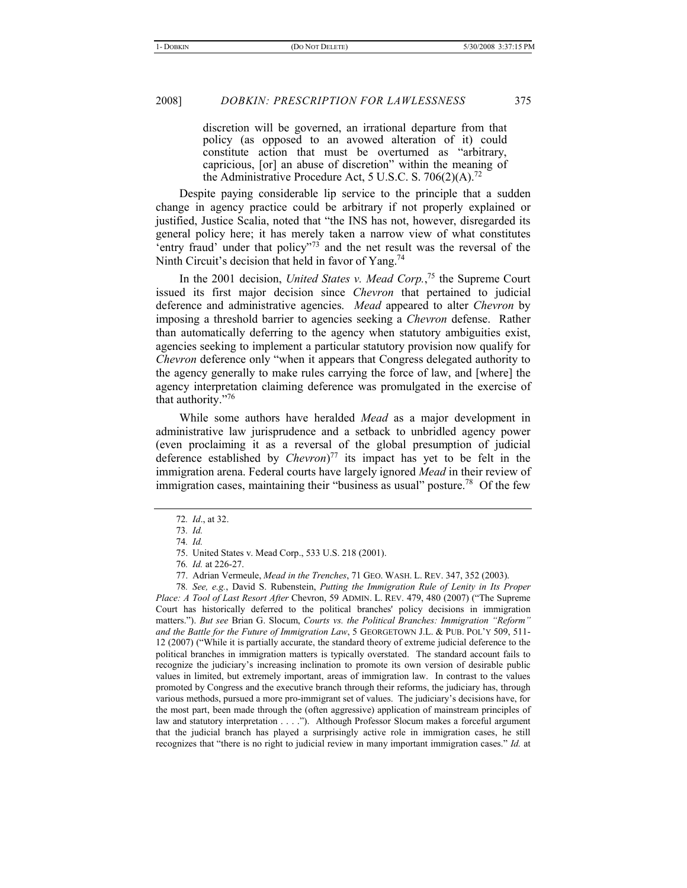> discretion will be governed, an irrational departure from that policy (as opposed to an avowed alteration of it) could constitute action that must be overturned as "arbitrary, capricious, [or] an abuse of discretion" within the meaning of the Administrative Procedure Act, 5 U.S.C. S. 706(2)(A).[72]

Despite paying considerable lip service to the principle that a sudden change in agency practice could be arbitrary if not properly explained or justified, Justice Scalia, noted that "the INS has not, however, disregarded its general policy here; it has merely taken a narrow view of what constitutes 'entry fraud' under that policy"[73] and the net result was the reversal of the Ninth Circuit's decision that held in favor of Yang.[74]

In the 2001 decision, *United States v. Mead Corp.*,[75] the Supreme Court issued its first major decision since *Chevron* that pertained to judicial deference and administrative agencies. *Mead* appeared to alter *Chevron* by imposing a threshold barrier to agencies seeking a *Chevron* defense. Rather than automatically deferring to the agency when statutory ambiguities exist, agencies seeking to implement a particular statutory provision now qualify for *Chevron* deference only "when it appears that Congress delegated authority to the agency generally to make rules carrying the force of law, and [where] the agency interpretation claiming deference was promulgated in the exercise of that authority."[76]

While some authors have heralded *Mead* as a major development in administrative law jurisprudence and a setback to unbridled agency power (even proclaiming it as a reversal of the global presumption of judicial deference established by *Chevron*)[77] its impact has yet to be felt in the immigration arena. Federal courts have largely ignored *Mead* in their review of immigration cases, maintaining their "business as usual" posture.[78] Of the few

---

72. *Id.*, at 32.

73. *Id.*

74. *Id.*

75. United States v. Mead Corp., 533 U.S. 218 (2001).

76. *Id.* at 226-27.

77. Adrian Vermeule, *Mead in the Trenches*, 71 GEO. WASH. L. REV. 347, 352 (2003).

78. *See, e.g.*, David S. Rubenstein, *Putting the Immigration Rule of Lenity in Its Proper Place: A Tool of Last Resort After* Chevron, 59 ADMIN. L. REV. 479, 480 (2007) ("The Supreme Court has historically deferred to the political branches' policy decisions in immigration matters."). *But see* Brian G. Slocum, *Courts vs. the Political Branches: Immigration "Reform" and the Battle for the Future of Immigration Law*, 5 GEORGETOWN J.L. & PUB. POL'Y 509, 511-12 (2007) ("While it is partially accurate, the standard theory of extreme judicial deference to the political branches in immigration matters is typically overstated. The standard account fails to recognize the judiciary's increasing inclination to promote its own version of desirable public values in limited, but extremely important, areas of immigration law. In contrast to the values promoted by Congress and the executive branch through their reforms, the judiciary has, through various methods, pursued a more pro-immigrant set of values. The judiciary's decisions have, for the most part, been made through the (often aggressive) application of mainstream principles of law and statutory interpretation . . . ."). Although Professor Slocum makes a forceful argument that the judicial branch has played a surprisingly active role in immigration cases, he still recognizes that "there is no right to judicial review in many important immigration cases." *Id.* at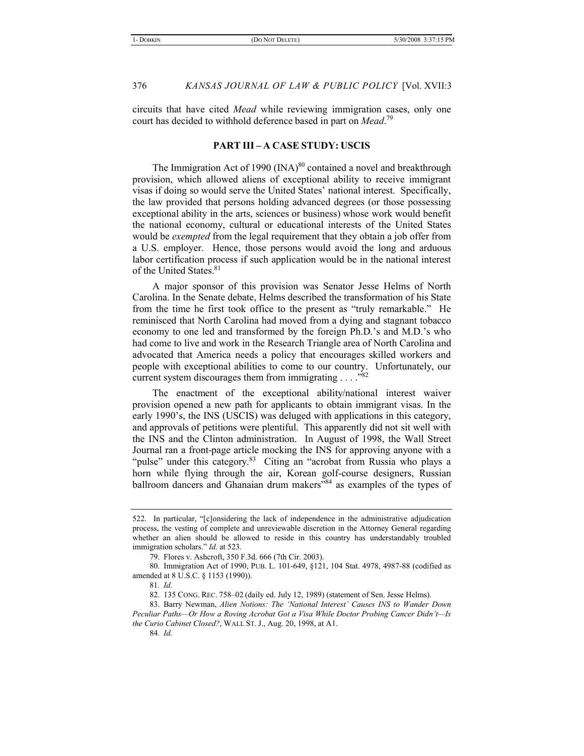circuits that have cited *Mead* while reviewing immigration cases, only one court has decided to withhold deference based in part on *Mead*.[79]

## PART III – A CASE STUDY: USCIS

The Immigration Act of 1990 (INA)[80] contained a novel and breakthrough provision, which allowed aliens of exceptional ability to receive immigrant visas if doing so would serve the United States' national interest. Specifically, the law provided that persons holding advanced degrees (or those possessing exceptional ability in the arts, sciences or business) whose work would benefit the national economy, cultural or educational interests of the United States would be *exempted* from the legal requirement that they obtain a job offer from a U.S. employer. Hence, those persons would avoid the long and arduous labor certification process if such application would be in the national interest of the United States.[81]

A major sponsor of this provision was Senator Jesse Helms of North Carolina. In the Senate debate, Helms described the transformation of his State from the time he first took office to the present as "truly remarkable." He reminisced that North Carolina had moved from a dying and stagnant tobacco economy to one led and transformed by the foreign Ph.D.'s and M.D.'s who had come to live and work in the Research Triangle area of North Carolina and advocated that America needs a policy that encourages skilled workers and people with exceptional abilities to come to our country. Unfortunately, our current system discourages them from immigrating . . . ."[82]

The enactment of the exceptional ability/national interest waiver provision opened a new path for applicants to obtain immigrant visas. In the early 1990's, the INS (USCIS) was deluged with applications in this category, and approvals of petitions were plentiful. This apparently did not sit well with the INS and the Clinton administration. In August of 1998, the Wall Street Journal ran a front-page article mocking the INS for approving anyone with a "pulse" under this category.[83] Citing an "acrobat from Russia who plays a horn while flying through the air, Korean golf-course designers, Russian ballroom dancers and Ghanaian drum makers"[84] as examples of the types of

---

522. In particular, "[c]onsidering the lack of independence in the administrative adjudication process, the vesting of complete and unreviewable discretion in the Attorney General regarding whether an alien should be allowed to reside in this country has understandably troubled immigration scholars." *Id.* at 523.

79. Flores v. Ashcroft, 350 F.3d. 666 (7th Cir. 2003).

80. Immigration Act of 1990, PUB. L. 101-649, §121, 104 Stat. 4978, 4987-88 (codified as amended at 8 U.S.C. § 1153 (1990)).

81. *Id.*

82. 135 CONG. REC. 758–02 (daily ed. July 12, 1989) (statement of Sen. Jesse Helms).

83. Barry Newman, *Alien Notions: The 'National Interest' Causes INS to Wander Down Peculiar Paths—Or How a Roving Acrobat Got a Visa While Doctor Probing Cancer Didn't—Is the Curio Cabinet Closed?*, WALL ST. J., Aug. 20, 1998, at A1.

84. *Id.*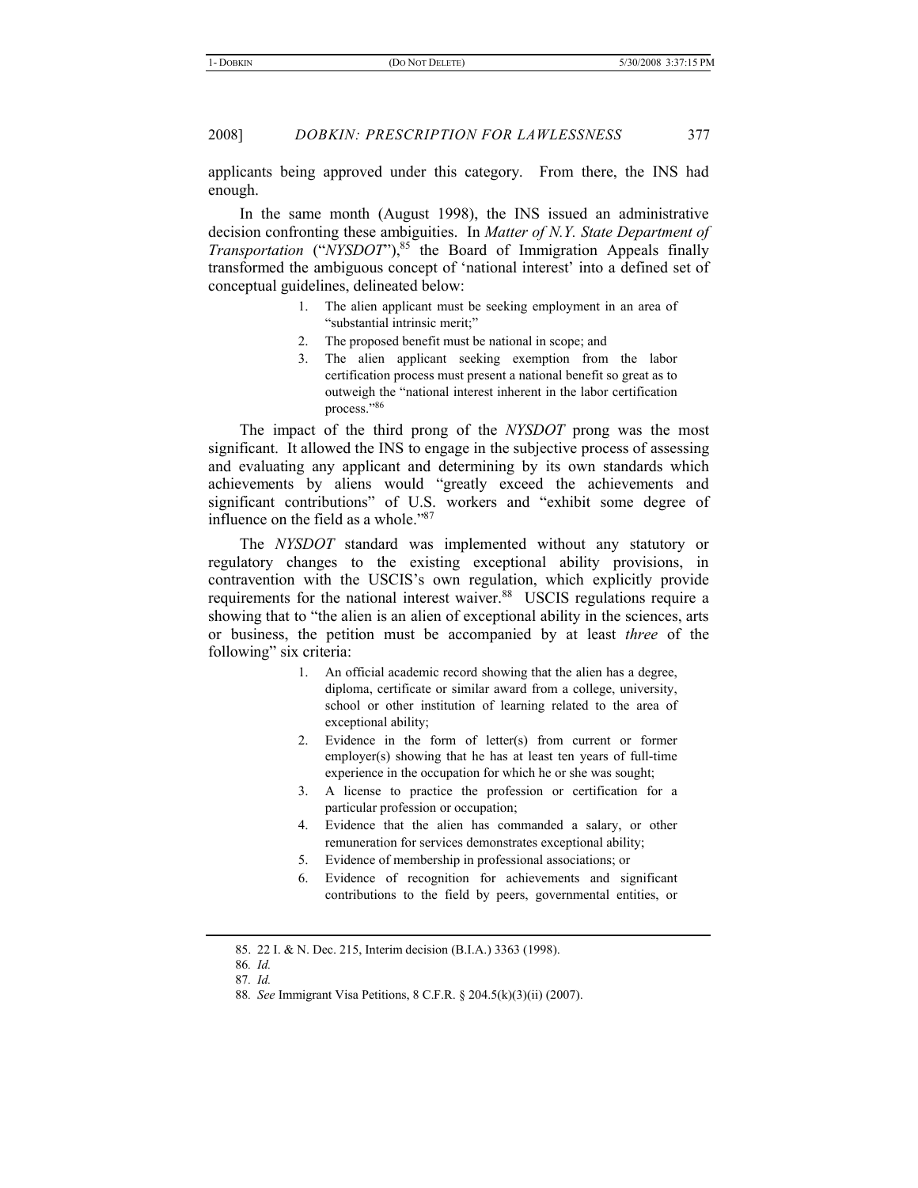applicants being approved under this category. From there, the INS had enough.

In the same month (August 1998), the INS issued an administrative decision confronting these ambiguities. In *Matter of N.Y. State Department of Transportation* ("*NYSDOT*"),[85] the Board of Immigration Appeals finally transformed the ambiguous concept of 'national interest' into a defined set of conceptual guidelines, delineated below:

> 1. The alien applicant must be seeking employment in an area of "substantial intrinsic merit;"
> 2. The proposed benefit must be national in scope; and
> 3. The alien applicant seeking exemption from the labor certification process must present a national benefit so great as to outweigh the "national interest inherent in the labor certification process."[86]

The impact of the third prong of the *NYSDOT* prong was the most significant. It allowed the INS to engage in the subjective process of assessing and evaluating any applicant and determining by its own standards which achievements by aliens would "greatly exceed the achievements and significant contributions" of U.S. workers and "exhibit some degree of influence on the field as a whole."[87]

The *NYSDOT* standard was implemented without any statutory or regulatory changes to the existing exceptional ability provisions, in contravention with the USCIS's own regulation, which explicitly provide requirements for the national interest waiver.[88] USCIS regulations require a showing that to "the alien is an alien of exceptional ability in the sciences, arts or business, the petition must be accompanied by at least *three* of the following" six criteria:

> 1. An official academic record showing that the alien has a degree, diploma, certificate or similar award from a college, university, school or other institution of learning related to the area of exceptional ability;
> 2. Evidence in the form of letter(s) from current or former employer(s) showing that he has at least ten years of full-time experience in the occupation for which he or she was sought;
> 3. A license to practice the profession or certification for a particular profession or occupation;
> 4. Evidence that the alien has commanded a salary, or other remuneration for services demonstrates exceptional ability;
> 5. Evidence of membership in professional associations; or
> 6. Evidence of recognition for achievements and significant contributions to the field by peers, governmental entities, or

---

85. 22 I. & N. Dec. 215, Interim decision (B.I.A.) 3363 (1998).

86. *Id.*

87. *Id.*

88. *See* Immigrant Visa Petitions, 8 C.F.R. § 204.5(k)(3)(ii) (2007).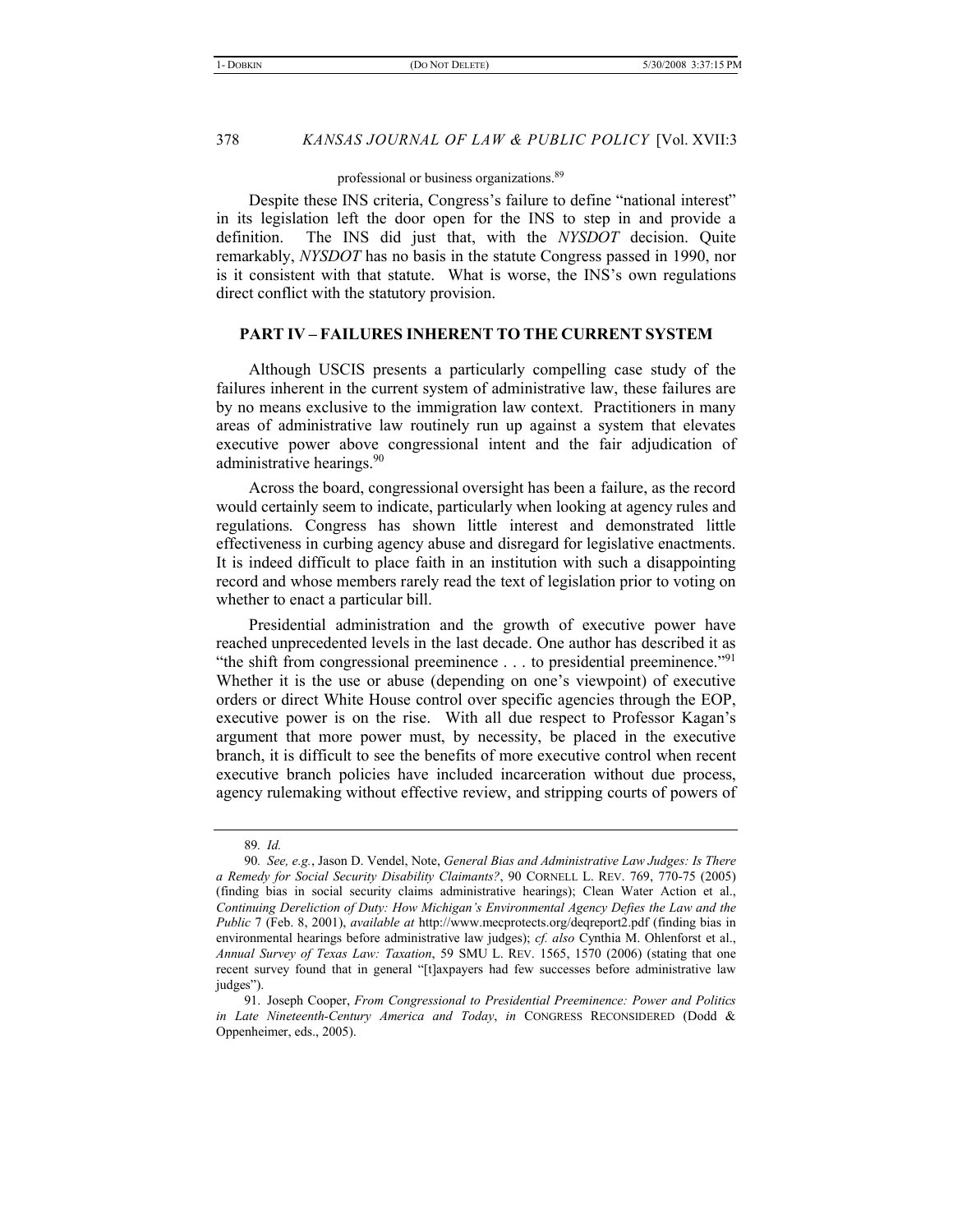professional or business organizations.[89]

Despite these INS criteria, Congress's failure to define "national interest" in its legislation left the door open for the INS to step in and provide a definition. The INS did just that, with the *NYSDOT* decision. Quite remarkably, *NYSDOT* has no basis in the statute Congress passed in 1990, nor is it consistent with that statute. What is worse, the INS's own regulations direct conflict with the statutory provision.

## PART IV – FAILURES INHERENT TO THE CURRENT SYSTEM

Although USCIS presents a particularly compelling case study of the failures inherent in the current system of administrative law, these failures are by no means exclusive to the immigration law context. Practitioners in many areas of administrative law routinely run up against a system that elevates executive power above congressional intent and the fair adjudication of administrative hearings.[90]

Across the board, congressional oversight has been a failure, as the record would certainly seem to indicate, particularly when looking at agency rules and regulations. Congress has shown little interest and demonstrated little effectiveness in curbing agency abuse and disregard for legislative enactments. It is indeed difficult to place faith in an institution with such a disappointing record and whose members rarely read the text of legislation prior to voting on whether to enact a particular bill.

Presidential administration and the growth of executive power have reached unprecedented levels in the last decade. One author has described it as "the shift from congressional preeminence . . . to presidential preeminence."[91] Whether it is the use or abuse (depending on one's viewpoint) of executive orders or direct White House control over specific agencies through the EOP, executive power is on the rise. With all due respect to Professor Kagan's argument that more power must, by necessity, be placed in the executive branch, it is difficult to see the benefits of more executive control when recent executive branch policies have included incarceration without due process, agency rulemaking without effective review, and stripping courts of powers of

---

89. *Id.*

90. *See, e.g.*, Jason D. Vendel, Note, *General Bias and Administrative Law Judges: Is There a Remedy for Social Security Disability Claimants?*, 90 CORNELL L. REV. 769, 770-75 (2005) (finding bias in social security claims administrative hearings); Clean Water Action et al., *Continuing Dereliction of Duty: How Michigan's Environmental Agency Defies the Law and the Public* 7 (Feb. 8, 2001), *available at* http://www.mecprotects.org/deqreport2.pdf (finding bias in environmental hearings before administrative law judges); *cf. also* Cynthia M. Ohlenforst et al., *Annual Survey of Texas Law: Taxation*, 59 SMU L. REV. 1565, 1570 (2006) (stating that one recent survey found that in general "[t]axpayers had few successes before administrative law judges").

91. Joseph Cooper, *From Congressional to Presidential Preeminence: Power and Politics in Late Nineteenth-Century America and Today*, *in* CONGRESS RECONSIDERED (Dodd & Oppenheimer, eds., 2005).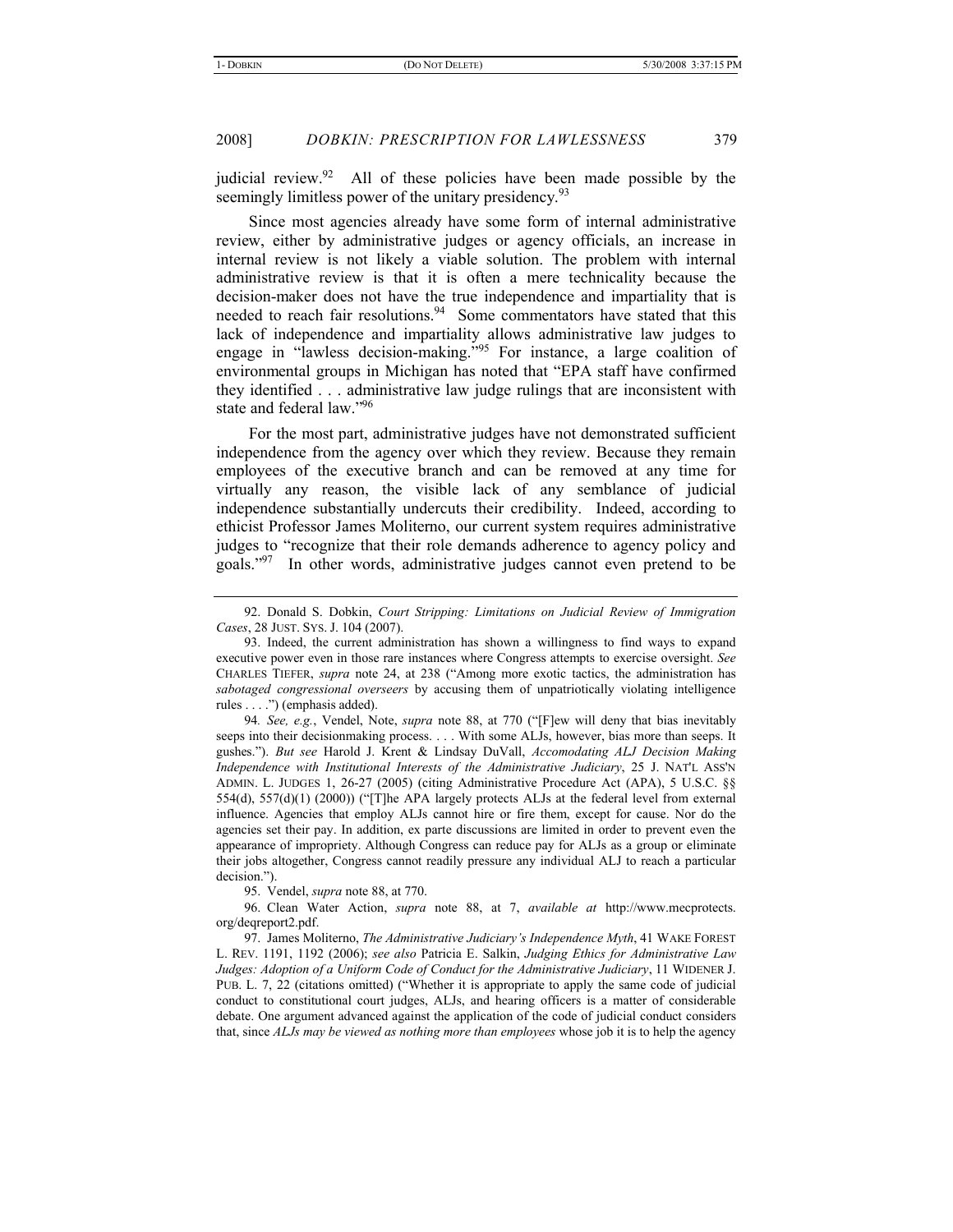judicial review.[92] All of these policies have been made possible by the seemingly limitless power of the unitary presidency.[93]

Since most agencies already have some form of internal administrative review, either by administrative judges or agency officials, an increase in internal review is not likely a viable solution. The problem with internal administrative review is that it is often a mere technicality because the decision-maker does not have the true independence and impartiality that is needed to reach fair resolutions.[94] Some commentators have stated that this lack of independence and impartiality allows administrative law judges to engage in "lawless decision-making."[95] For instance, a large coalition of environmental groups in Michigan has noted that "EPA staff have confirmed they identified . . . administrative law judge rulings that are inconsistent with state and federal law."[96]

For the most part, administrative judges have not demonstrated sufficient independence from the agency over which they review. Because they remain employees of the executive branch and can be removed at any time for virtually any reason, the visible lack of any semblance of judicial independence substantially undercuts their credibility. Indeed, according to ethicist Professor James Moliterno, our current system requires administrative judges to "recognize that their role demands adherence to agency policy and goals."[97] In other words, administrative judges cannot even pretend to be

---

92. Donald S. Dobkin, *Court Stripping: Limitations on Judicial Review of Immigration Cases*, 28 JUST. SYS. J. 104 (2007).

93. Indeed, the current administration has shown a willingness to find ways to expand executive power even in those rare instances where Congress attempts to exercise oversight. *See* CHARLES TIEFER, *supra* note 24, at 238 ("Among more exotic tactics, the administration has *sabotaged congressional overseers* by accusing them of unpatriotically violating intelligence rules . . . .") (emphasis added).

94. *See, e.g.*, Vendel, Note, *supra* note 88, at 770 ("[F]ew will deny that bias inevitably seeps into their decisionmaking process. . . . With some ALJs, however, bias more than seeps. It gushes."). *But see* Harold J. Krent & Lindsay DuVall, *Accomodating ALJ Decision Making Independence with Institutional Interests of the Administrative Judiciary*, 25 J. NAT'L ASS'N ADMIN. L. JUDGES 1, 26-27 (2005) (citing Administrative Procedure Act (APA), 5 U.S.C. §§ 554(d), 557(d)(1) (2000)) ("[T]he APA largely protects ALJs at the federal level from external influence. Agencies that employ ALJs cannot hire or fire them, except for cause. Nor do the agencies set their pay. In addition, ex parte discussions are limited in order to prevent even the appearance of impropriety. Although Congress can reduce pay for ALJs as a group or eliminate their jobs altogether, Congress cannot readily pressure any individual ALJ to reach a particular decision.").

95. Vendel, *supra* note 88, at 770.

96. Clean Water Action, *supra* note 88, at 7, *available at* http://www.mecprotects.org/deqreport2.pdf.

97. James Moliterno, *The Administrative Judiciary's Independence Myth*, 41 WAKE FOREST L. REV. 1191, 1192 (2006); *see also* Patricia E. Salkin, *Judging Ethics for Administrative Law Judges: Adoption of a Uniform Code of Conduct for the Administrative Judiciary*, 11 WIDENER J. PUB. L. 7, 22 (citations omitted) ("Whether it is appropriate to apply the same code of judicial conduct to constitutional court judges, ALJs, and hearing officers is a matter of considerable debate. One argument advanced against the application of the code of judicial conduct considers that, since *ALJs may be viewed as nothing more than employees* whose job it is to help the agency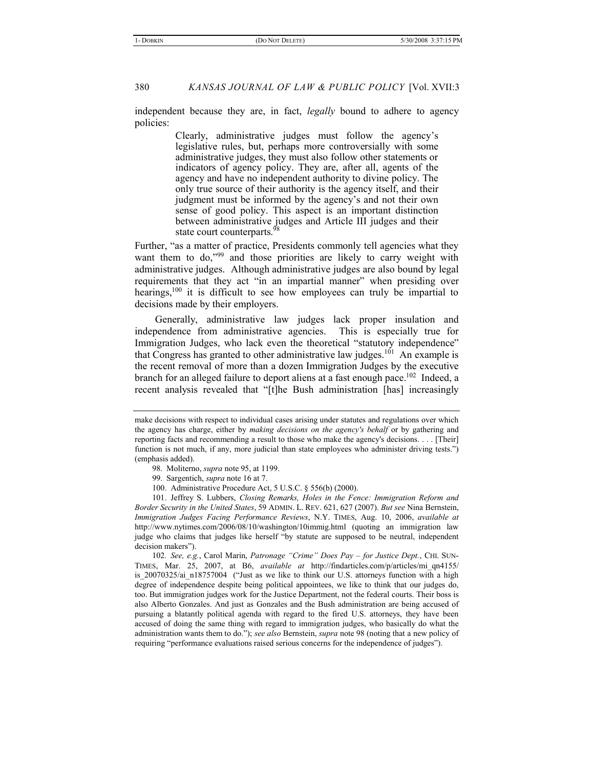independent because they are, in fact, *legally* bound to adhere to agency policies:

> Clearly, administrative judges must follow the agency's legislative rules, but, perhaps more controversially with some administrative judges, they must also follow other statements or indicators of agency policy. They are, after all, agents of the agency and have no independent authority to divine policy. The only true source of their authority is the agency itself, and their judgment must be informed by the agency's and not their own sense of good policy. This aspect is an important distinction between administrative judges and Article III judges and their state court counterparts.[98]

Further, "as a matter of practice, Presidents commonly tell agencies what they want them to do,"[99] and those priorities are likely to carry weight with administrative judges. Although administrative judges are also bound by legal requirements that they act "in an impartial manner" when presiding over hearings,[100] it is difficult to see how employees can truly be impartial to decisions made by their employers.

Generally, administrative law judges lack proper insulation and independence from administrative agencies. This is especially true for Immigration Judges, who lack even the theoretical "statutory independence" that Congress has granted to other administrative law judges.[101] An example is the recent removal of more than a dozen Immigration Judges by the executive branch for an alleged failure to deport aliens at a fast enough pace.[102] Indeed, a recent analysis revealed that "[t]he Bush administration [has] increasingly

---

make decisions with respect to individual cases arising under statutes and regulations over which the agency has charge, either by *making decisions on the agency's behalf* or by gathering and reporting facts and recommending a result to those who make the agency's decisions. . . . [Their] function is not much, if any, more judicial than state employees who administer driving tests.") (emphasis added).

98. Moliterno, *supra* note 95, at 1199.

99. Sargentich, *supra* note 16 at 7.

100. Administrative Procedure Act, 5 U.S.C. § 556(b) (2000).

101. Jeffrey S. Lubbers, *Closing Remarks, Holes in the Fence: Immigration Reform and Border Security in the United States*, 59 ADMIN. L. REV. 621, 627 (2007). *But see* Nina Bernstein, *Immigration Judges Facing Performance Reviews*, N.Y. TIMES, Aug. 10, 2006, *available at* http://www.nytimes.com/2006/08/10/washington/10immig.html (quoting an immigration law judge who claims that judges like herself "by statute are supposed to be neutral, independent decision makers").

102. *See, e.g.*, Carol Marin, *Patronage "Crime" Does Pay – for Justice Dept.*, CHI. SUN-TIMES, Mar. 25, 2007, at B6, *available at* http://findarticles.com/p/articles/mi_qn4155/is_20070325/ai_n18757004 ("Just as we like to think our U.S. attorneys function with a high degree of independence despite being political appointees, we like to think that our judges do, too. But immigration judges work for the Justice Department, not the federal courts. Their boss is also Alberto Gonzales. And just as Gonzales and the Bush administration are being accused of pursuing a blatantly political agenda with regard to the fired U.S. attorneys, they have been accused of doing the same thing with regard to immigration judges, who basically do what the administration wants them to do."); *see also* Bernstein, *supra* note 98 (noting that a new policy of requiring "performance evaluations raised serious concerns for the independence of judges").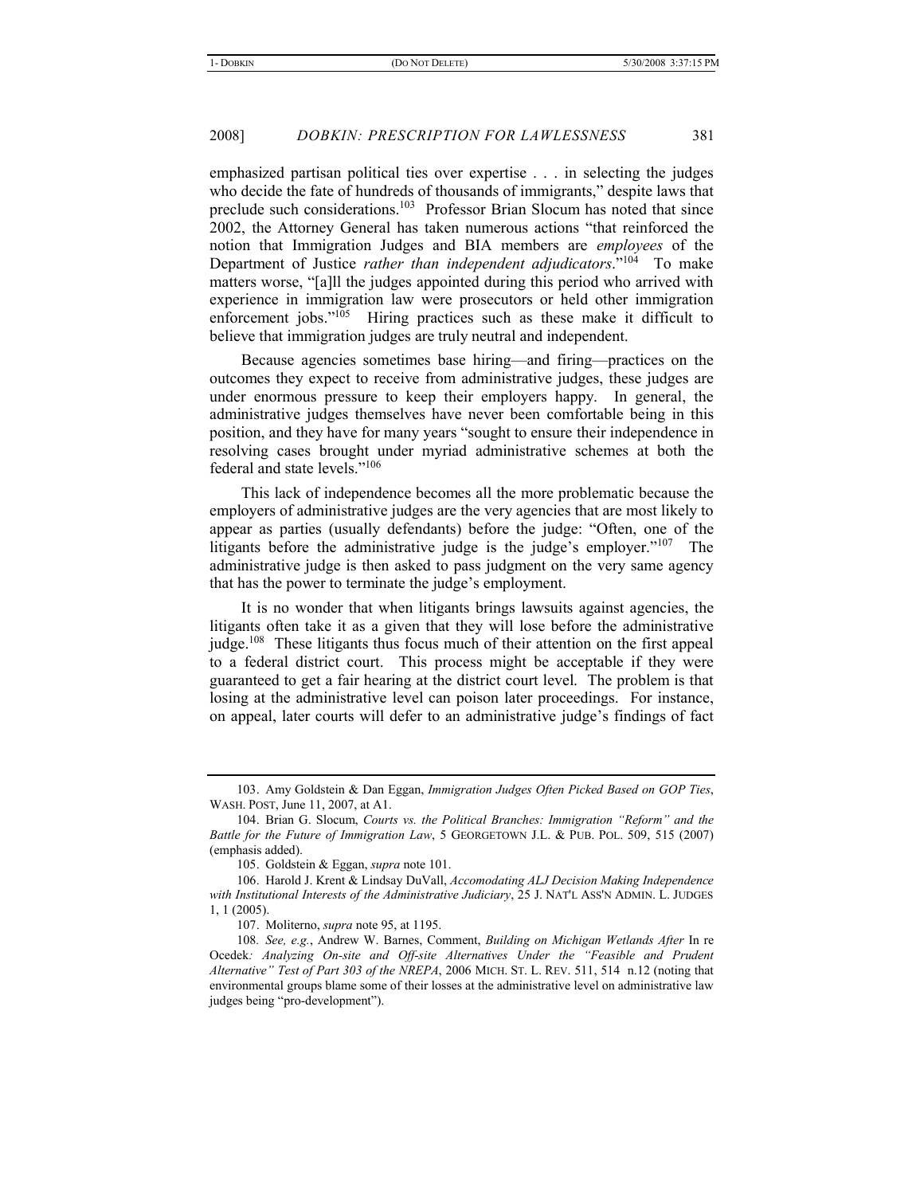emphasized partisan political ties over expertise . . . in selecting the judges who decide the fate of hundreds of thousands of immigrants," despite laws that preclude such considerations.[103] Professor Brian Slocum has noted that since 2002, the Attorney General has taken numerous actions "that reinforced the notion that Immigration Judges and BIA members are *employees* of the Department of Justice *rather than independent adjudicators*."[104] To make matters worse, "[a]ll the judges appointed during this period who arrived with experience in immigration law were prosecutors or held other immigration enforcement jobs."[105] Hiring practices such as these make it difficult to believe that immigration judges are truly neutral and independent.

Because agencies sometimes base hiring—and firing—practices on the outcomes they expect to receive from administrative judges, these judges are under enormous pressure to keep their employers happy. In general, the administrative judges themselves have never been comfortable being in this position, and they have for many years "sought to ensure their independence in resolving cases brought under myriad administrative schemes at both the federal and state levels."[106]

This lack of independence becomes all the more problematic because the employers of administrative judges are the very agencies that are most likely to appear as parties (usually defendants) before the judge: "Often, one of the litigants before the administrative judge is the judge's employer."[107] The administrative judge is then asked to pass judgment on the very same agency that has the power to terminate the judge's employment.

It is no wonder that when litigants brings lawsuits against agencies, the litigants often take it as a given that they will lose before the administrative judge.[108] These litigants thus focus much of their attention on the first appeal to a federal district court. This process might be acceptable if they were guaranteed to get a fair hearing at the district court level. The problem is that losing at the administrative level can poison later proceedings. For instance, on appeal, later courts will defer to an administrative judge's findings of fact

---

103. Amy Goldstein & Dan Eggan, *Immigration Judges Often Picked Based on GOP Ties*, WASH. POST, June 11, 2007, at A1.

104. Brian G. Slocum, *Courts vs. the Political Branches: Immigration "Reform" and the Battle for the Future of Immigration Law*, 5 GEORGETOWN J.L. & PUB. POL. 509, 515 (2007) (emphasis added).

105. Goldstein & Eggan, *supra* note 101.

106. Harold J. Krent & Lindsay DuVall, *Accomodating ALJ Decision Making Independence with Institutional Interests of the Administrative Judiciary*, 25 J. NAT'L ASS'N ADMIN. L. JUDGES 1, 1 (2005).

107. Moliterno, *supra* note 95, at 1195.

108. *See, e.g.*, Andrew W. Barnes, Comment, *Building on Michigan Wetlands After* In re Ocedek*: Analyzing On-site and Off-site Alternatives Under the "Feasible and Prudent Alternative" Test of Part 303 of the NREPA*, 2006 MICH. ST. L. REV. 511, 514 n.12 (noting that environmental groups blame some of their losses at the administrative level on administrative law judges being "pro-development").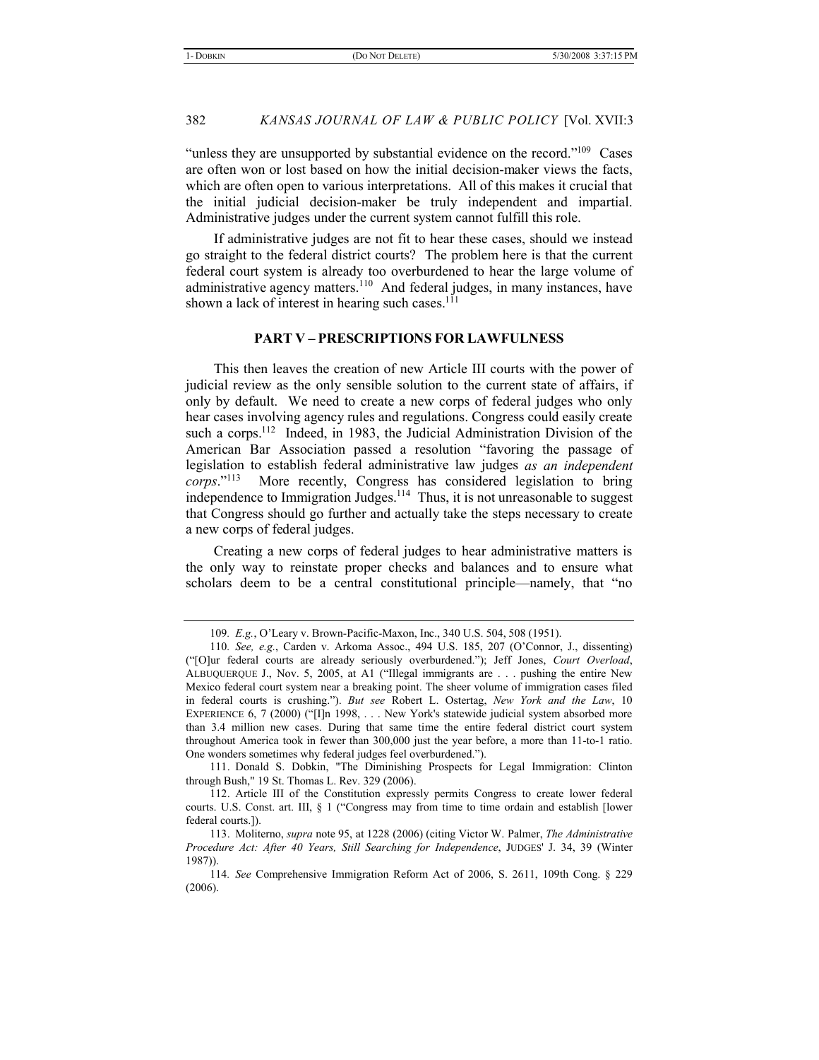"unless they are unsupported by substantial evidence on the record."[109] Cases are often won or lost based on how the initial decision-maker views the facts, which are often open to various interpretations. All of this makes it crucial that the initial judicial decision-maker be truly independent and impartial. Administrative judges under the current system cannot fulfill this role.

If administrative judges are not fit to hear these cases, should we instead go straight to the federal district courts? The problem here is that the current federal court system is already too overburdened to hear the large volume of administrative agency matters.[110] And federal judges, in many instances, have shown a lack of interest in hearing such cases.[111]

## PART V – PRESCRIPTIONS FOR LAWFULNESS

This then leaves the creation of new Article III courts with the power of judicial review as the only sensible solution to the current state of affairs, if only by default. We need to create a new corps of federal judges who only hear cases involving agency rules and regulations. Congress could easily create such a corps.[112] Indeed, in 1983, the Judicial Administration Division of the American Bar Association passed a resolution "favoring the passage of legislation to establish federal administrative law judges *as an independent corps*."[113] More recently, Congress has considered legislation to bring independence to Immigration Judges.[114] Thus, it is not unreasonable to suggest that Congress should go further and actually take the steps necessary to create a new corps of federal judges.

Creating a new corps of federal judges to hear administrative matters is the only way to reinstate proper checks and balances and to ensure what scholars deem to be a central constitutional principle—namely, that "no

---

109. *E.g.*, O'Leary v. Brown-Pacific-Maxon, Inc., 340 U.S. 504, 508 (1951).

110. *See, e.g.*, Carden v. Arkoma Assoc., 494 U.S. 185, 207 (O'Connor, J., dissenting) ("[O]ur federal courts are already seriously overburdened."); Jeff Jones, *Court Overload*, ALBUQUERQUE J., Nov. 5, 2005, at A1 ("Illegal immigrants are . . . pushing the entire New Mexico federal court system near a breaking point. The sheer volume of immigration cases filed in federal courts is crushing."). *But see* Robert L. Ostertag, *New York and the Law*, 10 EXPERIENCE 6, 7 (2000) ("[I]n 1998, . . . New York's statewide judicial system absorbed more than 3.4 million new cases. During that same time the entire federal district court system throughout America took in fewer than 300,000 just the year before, a more than 11-to-1 ratio. One wonders sometimes why federal judges feel overburdened.").

111. Donald S. Dobkin, "The Diminishing Prospects for Legal Immigration: Clinton through Bush," 19 St. Thomas L. Rev. 329 (2006).

112. Article III of the Constitution expressly permits Congress to create lower federal courts. U.S. Const. art. III, § 1 ("Congress may from time to time ordain and establish [lower federal courts.]).

113. Moliterno, *supra* note 95, at 1228 (2006) (citing Victor W. Palmer, *The Administrative Procedure Act: After 40 Years, Still Searching for Independence*, JUDGES' J. 34, 39 (Winter 1987)).

114. *See* Comprehensive Immigration Reform Act of 2006, S. 2611, 109th Cong. § 229 (2006).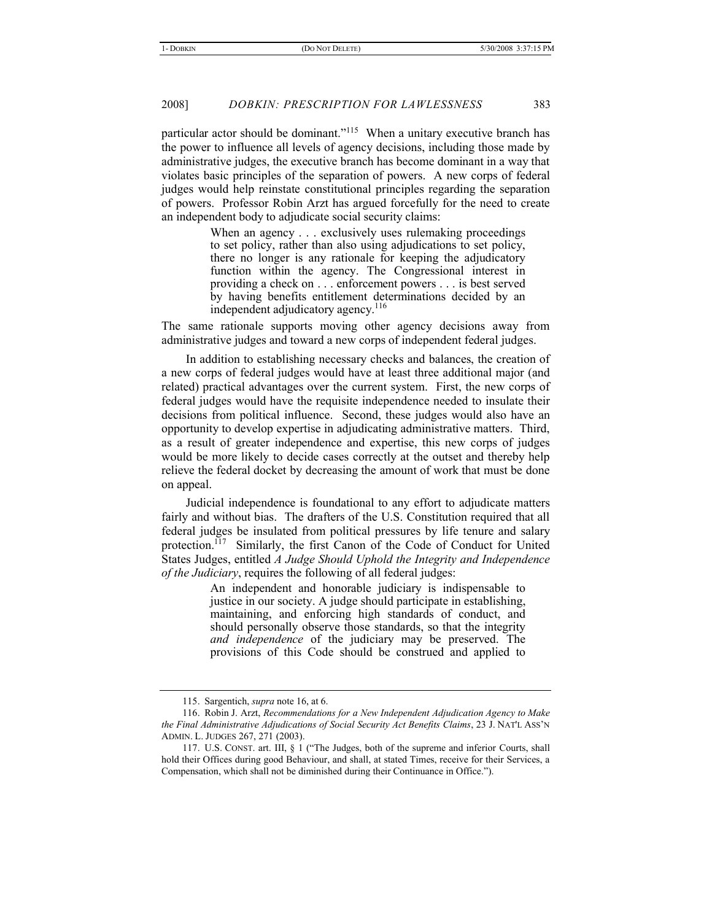particular actor should be dominant."[115] When a unitary executive branch has the power to influence all levels of agency decisions, including those made by administrative judges, the executive branch has become dominant in a way that violates basic principles of the separation of powers. A new corps of federal judges would help reinstate constitutional principles regarding the separation of powers. Professor Robin Arzt has argued forcefully for the need to create an independent body to adjudicate social security claims:

> When an agency . . . exclusively uses rulemaking proceedings to set policy, rather than also using adjudications to set policy, there no longer is any rationale for keeping the adjudicatory function within the agency. The Congressional interest in providing a check on . . . enforcement powers . . . is best served by having benefits entitlement determinations decided by an independent adjudicatory agency.[116]

The same rationale supports moving other agency decisions away from administrative judges and toward a new corps of independent federal judges.

In addition to establishing necessary checks and balances, the creation of a new corps of federal judges would have at least three additional major (and related) practical advantages over the current system. First, the new corps of federal judges would have the requisite independence needed to insulate their decisions from political influence. Second, these judges would also have an opportunity to develop expertise in adjudicating administrative matters. Third, as a result of greater independence and expertise, this new corps of judges would be more likely to decide cases correctly at the outset and thereby help relieve the federal docket by decreasing the amount of work that must be done on appeal.

Judicial independence is foundational to any effort to adjudicate matters fairly and without bias. The drafters of the U.S. Constitution required that all federal judges be insulated from political pressures by life tenure and salary protection.[117] Similarly, the first Canon of the Code of Conduct for United States Judges, entitled *A Judge Should Uphold the Integrity and Independence of the Judiciary*, requires the following of all federal judges:

> An independent and honorable judiciary is indispensable to justice in our society. A judge should participate in establishing, maintaining, and enforcing high standards of conduct, and should personally observe those standards, so that the integrity *and independence* of the judiciary may be preserved. The provisions of this Code should be construed and applied to

---

115. Sargentich, *supra* note 16, at 6.

116. Robin J. Arzt, *Recommendations for a New Independent Adjudication Agency to Make the Final Administrative Adjudications of Social Security Act Benefits Claims*, 23 J. NAT'L ASS'N ADMIN. L. JUDGES 267, 271 (2003).

117. U.S. CONST. art. III, § 1 ("The Judges, both of the supreme and inferior Courts, shall hold their Offices during good Behaviour, and shall, at stated Times, receive for their Services, a Compensation, which shall not be diminished during their Continuance in Office.").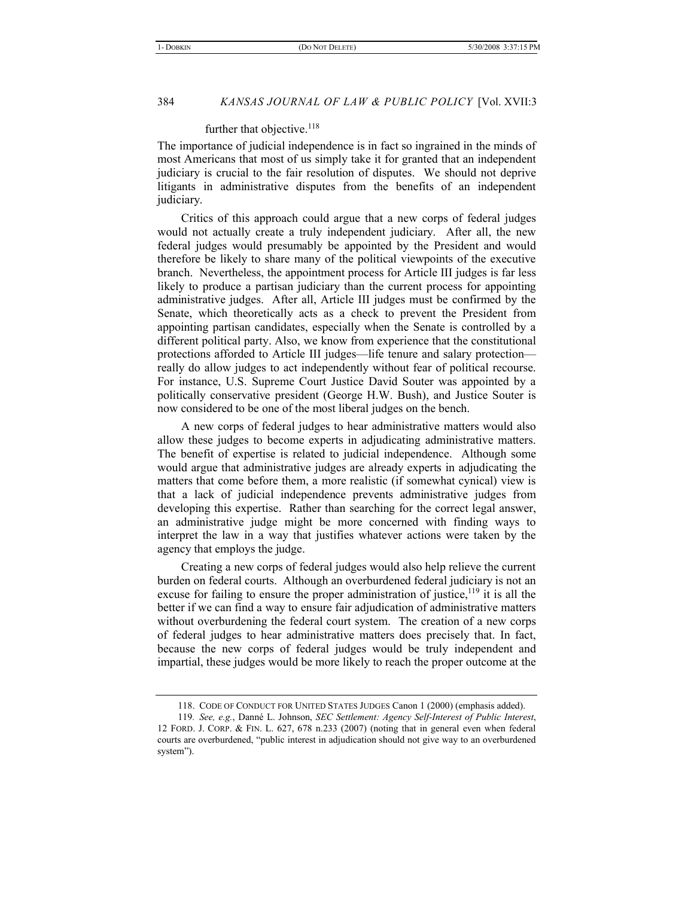further that objective.[118]

The importance of judicial independence is in fact so ingrained in the minds of most Americans that most of us simply take it for granted that an independent judiciary is crucial to the fair resolution of disputes. We should not deprive litigants in administrative disputes from the benefits of an independent judiciary.

Critics of this approach could argue that a new corps of federal judges would not actually create a truly independent judiciary. After all, the new federal judges would presumably be appointed by the President and would therefore be likely to share many of the political viewpoints of the executive branch. Nevertheless, the appointment process for Article III judges is far less likely to produce a partisan judiciary than the current process for appointing administrative judges. After all, Article III judges must be confirmed by the Senate, which theoretically acts as a check to prevent the President from appointing partisan candidates, especially when the Senate is controlled by a different political party. Also, we know from experience that the constitutional protections afforded to Article III judges—life tenure and salary protection—really do allow judges to act independently without fear of political recourse. For instance, U.S. Supreme Court Justice David Souter was appointed by a politically conservative president (George H.W. Bush), and Justice Souter is now considered to be one of the most liberal judges on the bench.

A new corps of federal judges to hear administrative matters would also allow these judges to become experts in adjudicating administrative matters. The benefit of expertise is related to judicial independence. Although some would argue that administrative judges are already experts in adjudicating the matters that come before them, a more realistic (if somewhat cynical) view is that a lack of judicial independence prevents administrative judges from developing this expertise. Rather than searching for the correct legal answer, an administrative judge might be more concerned with finding ways to interpret the law in a way that justifies whatever actions were taken by the agency that employs the judge.

Creating a new corps of federal judges would also help relieve the current burden on federal courts. Although an overburdened federal judiciary is not an excuse for failing to ensure the proper administration of justice,[119] it is all the better if we can find a way to ensure fair adjudication of administrative matters without overburdening the federal court system. The creation of a new corps of federal judges to hear administrative matters does precisely that. In fact, because the new corps of federal judges would be truly independent and impartial, these judges would be more likely to reach the proper outcome at the

---

118. CODE OF CONDUCT FOR UNITED STATES JUDGES Canon 1 (2000) (emphasis added).

119. *See, e.g.*, Danné L. Johnson, *SEC Settlement: Agency Self-Interest of Public Interest*, 12 FORD. J. CORP. & FIN. L. 627, 678 n.233 (2007) (noting that in general even when federal courts are overburdened, "public interest in adjudication should not give way to an overburdened system").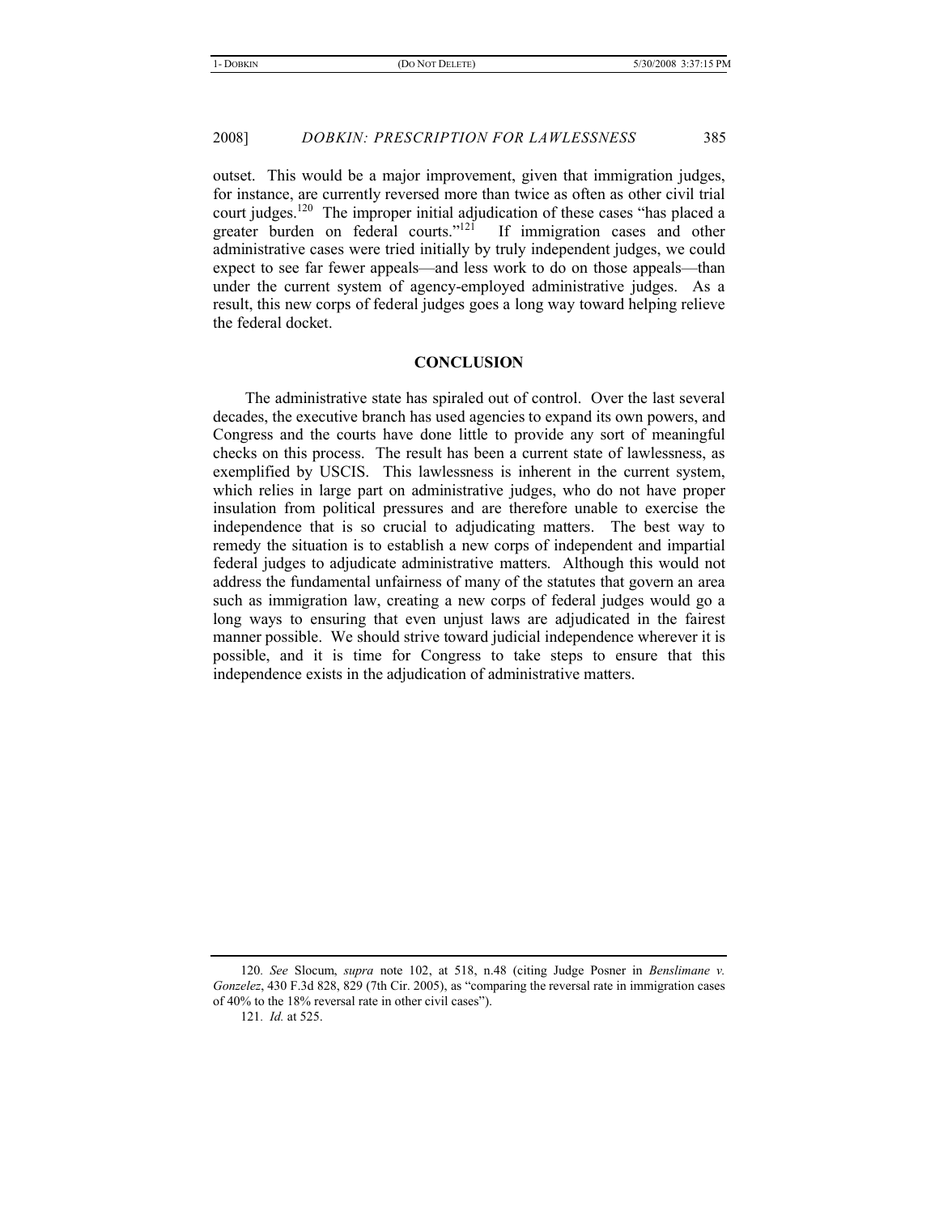outset. This would be a major improvement, given that immigration judges, for instance, are currently reversed more than twice as often as other civil trial court judges.[120] The improper initial adjudication of these cases "has placed a greater burden on federal courts."[121] If immigration cases and other administrative cases were tried initially by truly independent judges, we could expect to see far fewer appeals—and less work to do on those appeals—than under the current system of agency-employed administrative judges. As a result, this new corps of federal judges goes a long way toward helping relieve the federal docket.

## CONCLUSION

The administrative state has spiraled out of control. Over the last several decades, the executive branch has used agencies to expand its own powers, and Congress and the courts have done little to provide any sort of meaningful checks on this process. The result has been a current state of lawlessness, as exemplified by USCIS. This lawlessness is inherent in the current system, which relies in large part on administrative judges, who do not have proper insulation from political pressures and are therefore unable to exercise the independence that is so crucial to adjudicating matters. The best way to remedy the situation is to establish a new corps of independent and impartial federal judges to adjudicate administrative matters. Although this would not address the fundamental unfairness of many of the statutes that govern an area such as immigration law, creating a new corps of federal judges would go a long ways to ensuring that even unjust laws are adjudicated in the fairest manner possible. We should strive toward judicial independence wherever it is possible, and it is time for Congress to take steps to ensure that this independence exists in the adjudication of administrative matters.

---

120. *See* Slocum, *supra* note 102, at 518, n.48 (citing Judge Posner in *Benslimane v. Gonzelez*, 430 F.3d 828, 829 (7th Cir. 2005), as "comparing the reversal rate in immigration cases of 40% to the 18% reversal rate in other civil cases").

121. *Id.* at 525.